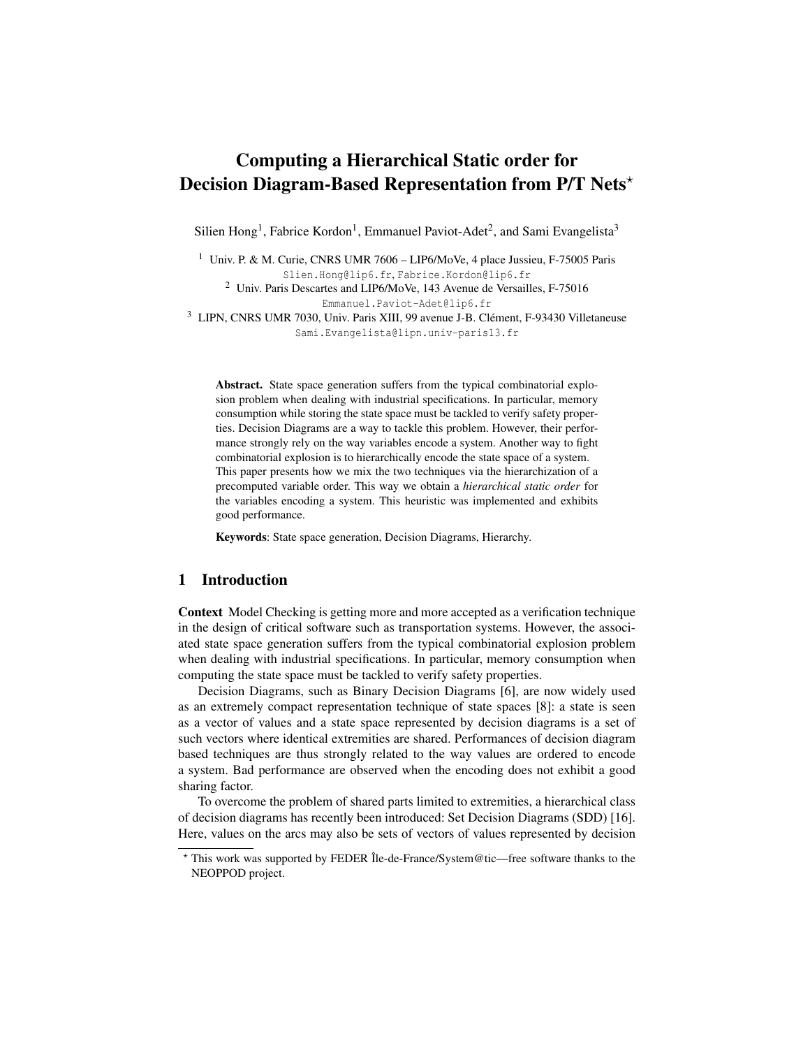# Computing a Hierarchical Static order for Decision Diagram-Based Representation from P/T Nets*

Silien Hong[1], Fabrice Kordon[1], Emmanuel Paviot-Adet[2], and Sami Evangelista[3]

[1] Univ. P. & M. Curie, CNRS UMR 7606 – LIP6/MoVe, 4 place Jussieu, F-75005 Paris
Slien.Hong@lip6.fr, Fabrice.Kordon@lip6.fr

[2] Univ. Paris Descartes and LIP6/MoVe, 143 Avenue de Versailles, F-75016
Emmanuel.Paviot-Adet@lip6.fr

[3] LIPN, CNRS UMR 7030, Univ. Paris XIII, 99 avenue J-B. Clément, F-93430 Villetaneuse
Sami.Evangelista@lipn.univ-paris13.fr

**Abstract.** State space generation suffers from the typical combinatorial explosion problem when dealing with industrial specifications. In particular, memory consumption while storing the state space must be tackled to verify safety properties. Decision Diagrams are a way to tackle this problem. However, their performance strongly rely on the way variables encode a system. Another way to fight combinatorial explosion is to hierarchically encode the state space of a system. This paper presents how we mix the two techniques via the hierarchization of a precomputed variable order. This way we obtain a *hierarchical static order* for the variables encoding a system. This heuristic was implemented and exhibits good performance.

**Keywords**: State space generation, Decision Diagrams, Hierarchy.

## 1 Introduction

**Context** Model Checking is getting more and more accepted as a verification technique in the design of critical software such as transportation systems. However, the associated state space generation suffers from the typical combinatorial explosion problem when dealing with industrial specifications. In particular, memory consumption when computing the state space must be tackled to verify safety properties.

Decision Diagrams, such as Binary Decision Diagrams [6], are now widely used as an extremely compact representation technique of state spaces [8]: a state is seen as a vector of values and a state space represented by decision diagrams is a set of such vectors where identical extremities are shared. Performances of decision diagram based techniques are thus strongly related to the way values are ordered to encode a system. Bad performance are observed when the encoding does not exhibit a good sharing factor.

To overcome the problem of shared parts limited to extremities, a hierarchical class of decision diagrams has recently been introduced: Set Decision Diagrams (SDD) [16]. Here, values on the arcs may also be sets of vectors of values represented by decision

* This work was supported by FEDER Île-de-France/System@tic—free software thanks to the NEOPPOD project.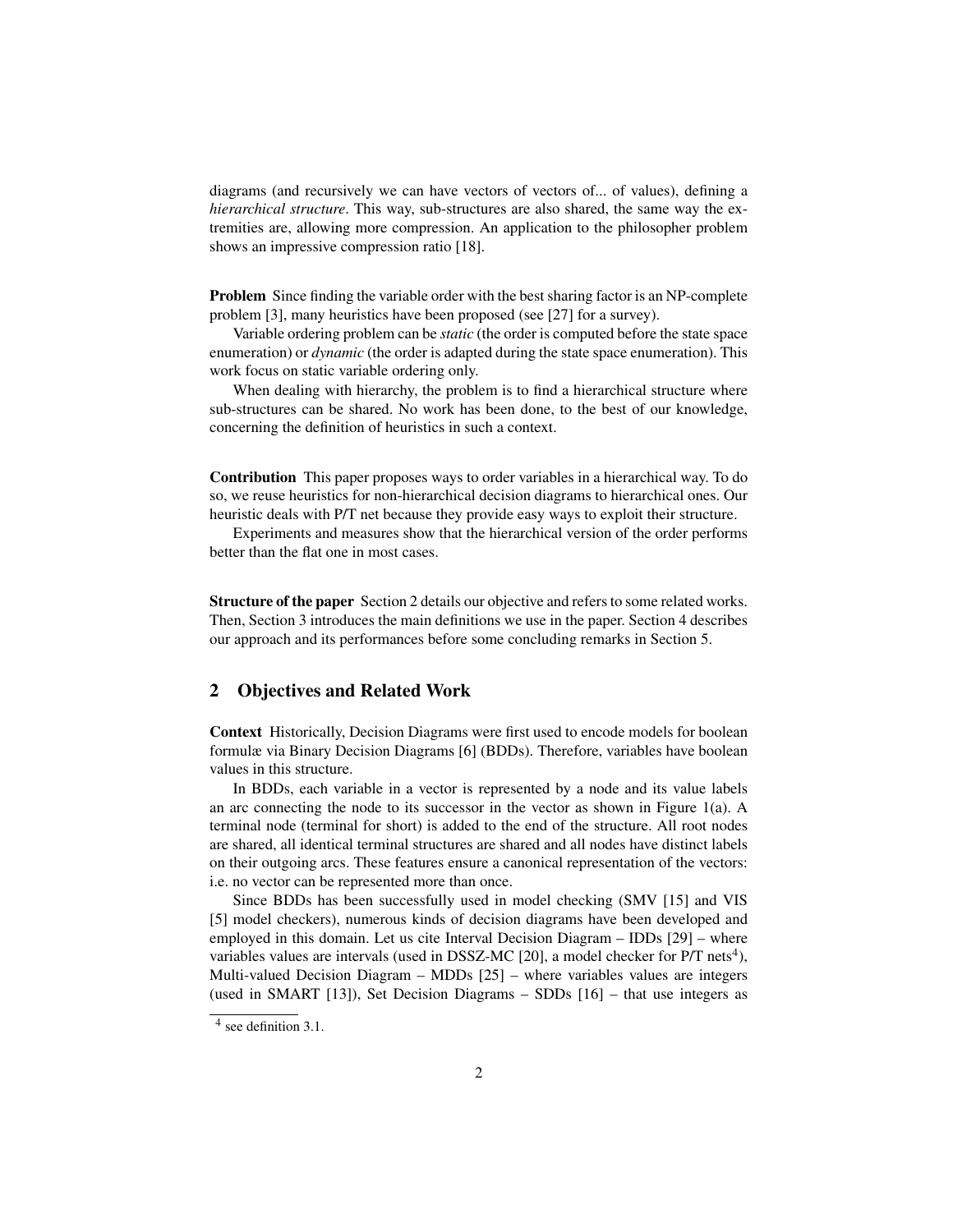diagrams (and recursively we can have vectors of vectors of... of values), defining a *hierarchical structure*. This way, sub-structures are also shared, the same way the extremities are, allowing more compression. An application to the philosopher problem shows an impressive compression ratio [18].

**Problem** Since finding the variable order with the best sharing factor is an NP-complete problem [3], many heuristics have been proposed (see [27] for a survey).

Variable ordering problem can be *static* (the order is computed before the state space enumeration) or *dynamic* (the order is adapted during the state space enumeration). This work focus on static variable ordering only.

When dealing with hierarchy, the problem is to find a hierarchical structure where sub-structures can be shared. No work has been done, to the best of our knowledge, concerning the definition of heuristics in such a context.

**Contribution** This paper proposes ways to order variables in a hierarchical way. To do so, we reuse heuristics for non-hierarchical decision diagrams to hierarchical ones. Our heuristic deals with P/T net because they provide easy ways to exploit their structure.

Experiments and measures show that the hierarchical version of the order performs better than the flat one in most cases.

**Structure of the paper** Section 2 details our objective and refers to some related works. Then, Section 3 introduces the main definitions we use in the paper. Section 4 describes our approach and its performances before some concluding remarks in Section 5.

## 2 Objectives and Related Work

**Context** Historically, Decision Diagrams were first used to encode models for boolean formulæ via Binary Decision Diagrams [6] (BDDs). Therefore, variables have boolean values in this structure.

In BDDs, each variable in a vector is represented by a node and its value labels an arc connecting the node to its successor in the vector as shown in Figure 1(a). A terminal node (terminal for short) is added to the end of the structure. All root nodes are shared, all identical terminal structures are shared and all nodes have distinct labels on their outgoing arcs. These features ensure a canonical representation of the vectors: i.e. no vector can be represented more than once.

Since BDDs has been successfully used in model checking (SMV [15] and VIS [5] model checkers), numerous kinds of decision diagrams have been developed and employed in this domain. Let us cite Interval Decision Diagram – IDDs [29] – where variables values are intervals (used in DSSZ-MC [20], a model checker for P/T nets[4]), Multi-valued Decision Diagram – MDDs [25] – where variables values are integers (used in SMART [13]), Set Decision Diagrams – SDDs [16] – that use integers as

[4] see definition 3.1.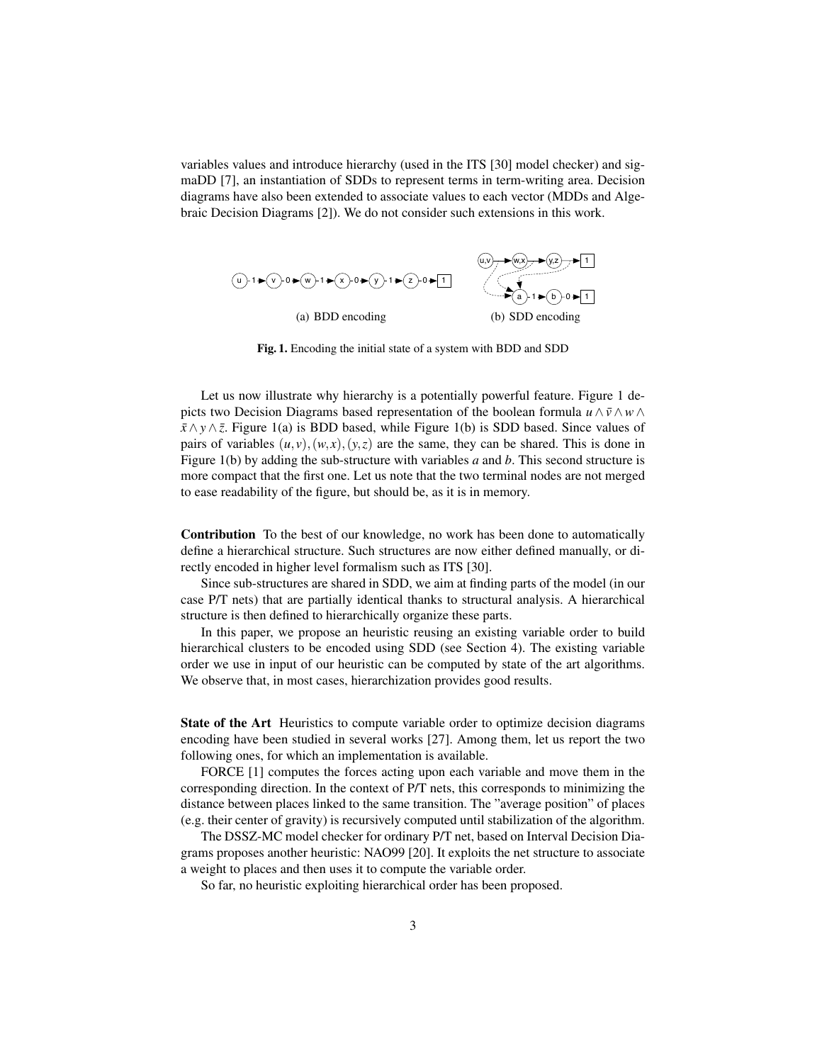variables values and introduce hierarchy (used in the ITS [30] model checker) and sigmaDD [7], an instantiation of SDDs to represent terms in term-writing area. Decision diagrams have also been extended to associate values to each vector (MDDs and Algebraic Decision Diagrams [2]). We do not consider such extensions in this work.

(a) BDD encoding

(b) SDD encoding

**Fig. 1.** Encoding the initial state of a system with BDD and SDD

Let us now illustrate why hierarchy is a potentially powerful feature. Figure 1 depicts two Decision Diagrams based representation of the boolean formula $u \wedge \bar{v} \wedge w \wedge \bar{x} \wedge y \wedge \bar{z}$. Figure 1(a) is BDD based, while Figure 1(b) is SDD based. Since values of pairs of variables $(u,v),(w,x),(y,z)$ are the same, they can be shared. This is done in Figure 1(b) by adding the sub-structure with variables $a$ and $b$. This second structure is more compact that the first one. Let us note that the two terminal nodes are not merged to ease readability of the figure, but should be, as it is in memory.

**Contribution** To the best of our knowledge, no work has been done to automatically define a hierarchical structure. Such structures are now either defined manually, or directly encoded in higher level formalism such as ITS [30].

Since sub-structures are shared in SDD, we aim at finding parts of the model (in our case P/T nets) that are partially identical thanks to structural analysis. A hierarchical structure is then defined to hierarchically organize these parts.

In this paper, we propose an heuristic reusing an existing variable order to build hierarchical clusters to be encoded using SDD (see Section 4). The existing variable order we use in input of our heuristic can be computed by state of the art algorithms. We observe that, in most cases, hierarchization provides good results.

**State of the Art** Heuristics to compute variable order to optimize decision diagrams encoding have been studied in several works [27]. Among them, let us report the two following ones, for which an implementation is available.

FORCE [1] computes the forces acting upon each variable and move them in the corresponding direction. In the context of P/T nets, this corresponds to minimizing the distance between places linked to the same transition. The "average position" of places (e.g. their center of gravity) is recursively computed until stabilization of the algorithm.

The DSSZ-MC model checker for ordinary P/T net, based on Interval Decision Diagrams proposes another heuristic: NAO99 [20]. It exploits the net structure to associate a weight to places and then uses it to compute the variable order.

So far, no heuristic exploiting hierarchical order has been proposed.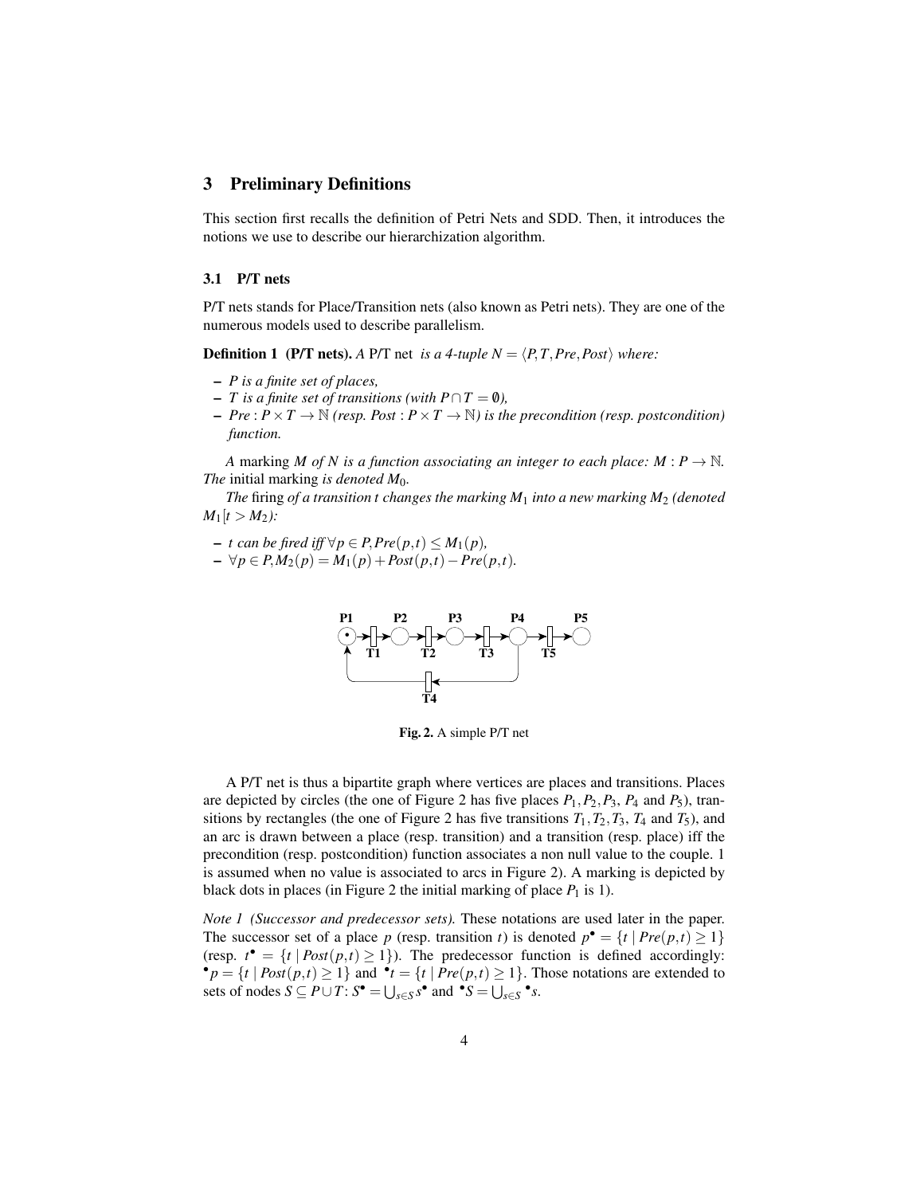## 3 Preliminary Definitions

This section first recalls the definition of Petri Nets and SDD. Then, it introduces the notions we use to describe our hierarchization algorithm.

### 3.1 P/T nets

P/T nets stands for Place/Transition nets (also known as Petri nets). They are one of the numerous models used to describe parallelism.

**Definition 1 (P/T nets).** *A* P/T net *is a 4-tuple $N = \langle P, T, Pre, Post \rangle$ where:*

- *$P$ is a finite set of places,*
- *$T$ is a finite set of transitions (with $P \cap T = \emptyset$),*
- *$Pre : P \times T \to \mathbb{N}$ (resp. $Post : P \times T \to \mathbb{N}$) is the precondition (resp. postcondition) function.*

*A* marking *$M$ of $N$ is a function associating an integer to each place: $M : P \to \mathbb{N}$. The* initial marking *is denoted $M_0$.*

*The* firing *of a transition $t$ changes the marking $M_1$ into a new marking $M_2$ (denoted $M_1[t > M_2)$:*

- *$t$ can be fired iff $\forall p \in P, Pre(p,t) \leq M_1(p)$,*
- *$\forall p \in P, M_2(p) = M_1(p) + Post(p,t) - Pre(p,t)$.*

**Fig. 2.** A simple P/T net

A P/T net is thus a bipartite graph where vertices are places and transitions. Places are depicted by circles (the one of Figure 2 has five places $P_1, P_2, P_3$, $P_4$ and $P_5$), transitions by rectangles (the one of Figure 2 has five transitions $T_1, T_2, T_3$, $T_4$ and $T_5$), and an arc is drawn between a place (resp. transition) and a transition (resp. place) iff the precondition (resp. postcondition) function associates a non null value to the couple. 1 is assumed when no value is associated to arcs in Figure 2). A marking is depicted by black dots in places (in Figure 2 the initial marking of place $P_1$ is 1).

*Note 1 (Successor and predecessor sets).* These notations are used later in the paper. The successor set of a place $p$ (resp. transition $t$) is denoted $p^\bullet = \{t \mid Pre(p,t) \geq 1\}$ (resp. $t^\bullet = \{t \mid Post(p,t) \geq 1\}$). The predecessor function is defined accordingly: ${}^\bullet p = \{t \mid Post(p,t) \geq 1\}$ and ${}^\bullet t = \{t \mid Pre(p,t) \geq 1\}$. Those notations are extended to sets of nodes $S \subseteq P \cup T$: $S^\bullet = \bigcup_{s \in S} s^\bullet$ and ${}^\bullet S = \bigcup_{s \in S} {}^\bullet s$.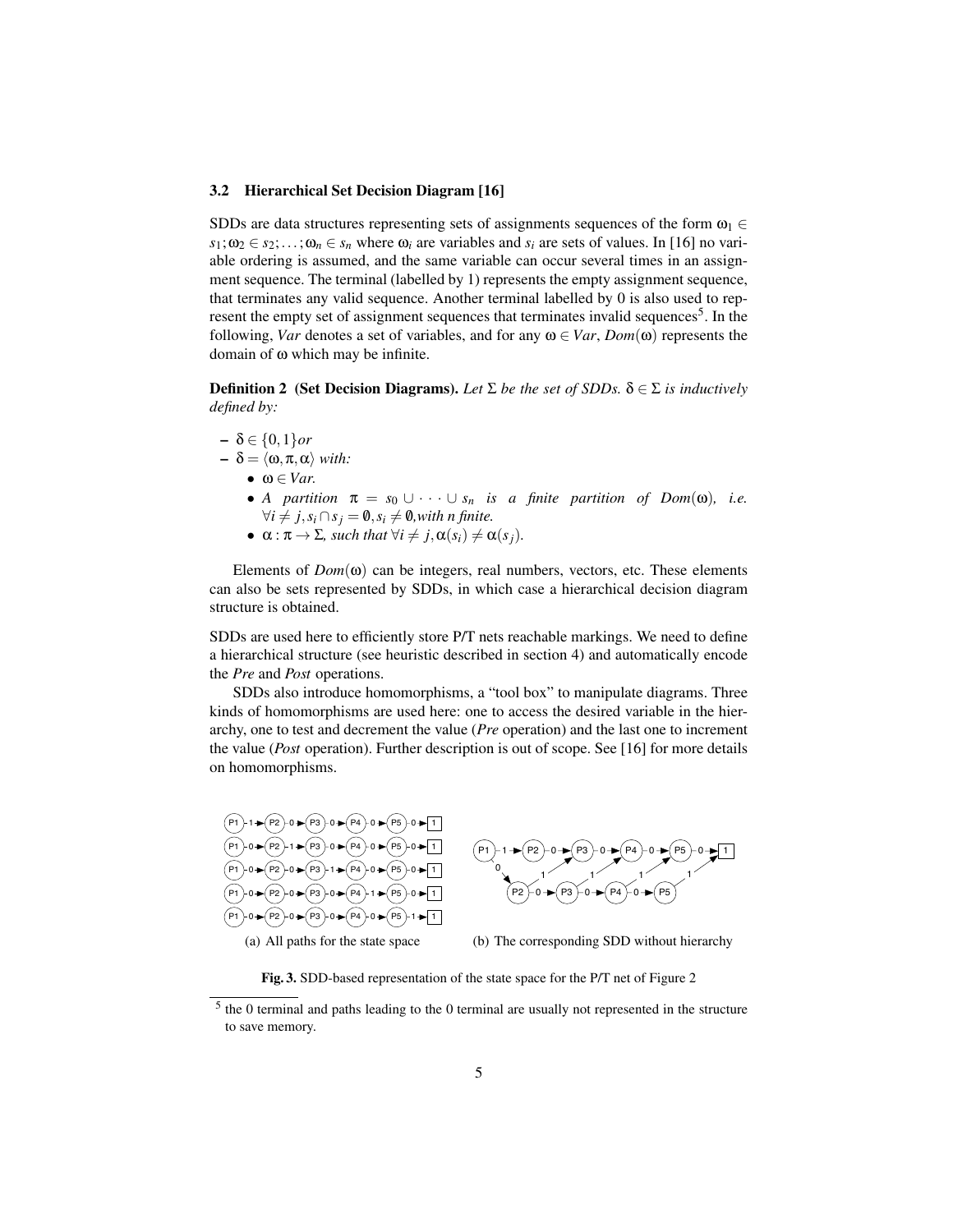### 3.2 Hierarchical Set Decision Diagram [16]

SDDs are data structures representing sets of assignments sequences of the form $\omega_1 \in s_1; \omega_2 \in s_2; \ldots; \omega_n \in s_n$ where $\omega_i$ are variables and $s_i$ are sets of values. In [16] no variable ordering is assumed, and the same variable can occur several times in an assignment sequence. The terminal (labelled by 1) represents the empty assignment sequence, that terminates any valid sequence. Another terminal labelled by 0 is also used to represent the empty set of assignment sequences that terminates invalid sequences[5]. In the following, *Var* denotes a set of variables, and for any $\omega \in Var$, $Dom(\omega)$ represents the domain of $\omega$ which may be infinite.

**Definition 2 (Set Decision Diagrams).** *Let $\Sigma$ be the set of SDDs. $\delta \in \Sigma$ is inductively defined by:*

- $\delta \in \{0,1\}$ *or*
- $\delta = \langle \omega, \pi, \alpha \rangle$ *with:*
  - $\omega \in Var$.
  - *A partition $\pi = s_0 \cup \cdots \cup s_n$ is a finite partition of $Dom(\omega)$, i.e. $\forall i \neq j, s_i \cap s_j = \emptyset, s_i \neq \emptyset$, with n finite.*
  - $\alpha : \pi \to \Sigma$*, such that* $\forall i \neq j, \alpha(s_i) \neq \alpha(s_j)$.

Elements of $Dom(\omega)$ can be integers, real numbers, vectors, etc. These elements can also be sets represented by SDDs, in which case a hierarchical decision diagram structure is obtained.

SDDs are used here to efficiently store P/T nets reachable markings. We need to define a hierarchical structure (see heuristic described in section 4) and automatically encode the *Pre* and *Post* operations.

SDDs also introduce homomorphisms, a "tool box" to manipulate diagrams. Three kinds of homomorphisms are used here: one to access the desired variable in the hierarchy, one to test and decrement the value (*Pre* operation) and the last one to increment the value (*Post* operation). Further description is out of scope. See [16] for more details on homomorphisms.

(a) All paths for the state space

(b) The corresponding SDD without hierarchy

**Fig. 3.** SDD-based representation of the state space for the P/T net of Figure 2

[5] the 0 terminal and paths leading to the 0 terminal are usually not represented in the structure to save memory.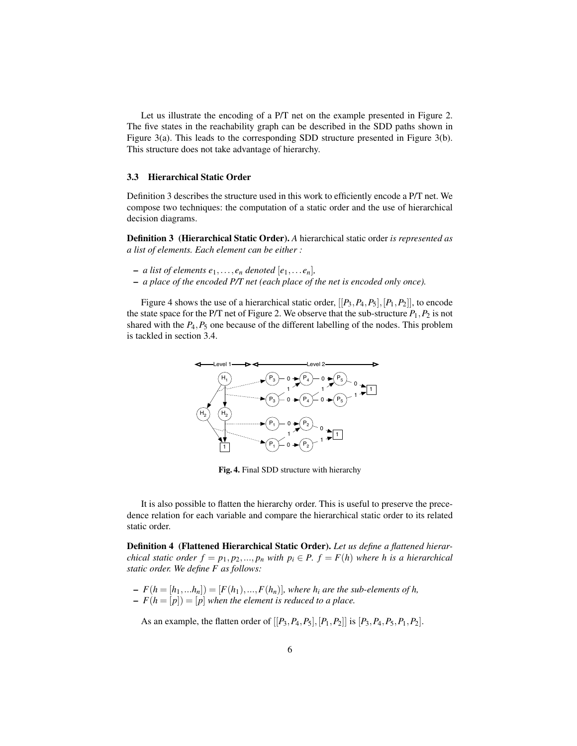Let us illustrate the encoding of a P/T net on the example presented in Figure 2. The five states in the reachability graph can be described in the SDD paths shown in Figure 3(a). This leads to the corresponding SDD structure presented in Figure 3(b). This structure does not take advantage of hierarchy.

### 3.3 Hierarchical Static Order

Definition 3 describes the structure used in this work to efficiently encode a P/T net. We compose two techniques: the computation of a static order and the use of hierarchical decision diagrams.

**Definition 3 (Hierarchical Static Order).** *A* hierarchical static order *is represented as a list of elements. Each element can be either :*

- *a list of elements $e_1, \ldots, e_n$ denoted $[e_1, \ldots e_n]$,*
- *a place of the encoded P/T net (each place of the net is encoded only once).*

Figure 4 shows the use of a hierarchical static order, $[[P_3, P_4, P_5], [P_1, P_2]]$, to encode the state space for the P/T net of Figure 2. We observe that the sub-structure $P_1, P_2$ is not shared with the $P_4, P_5$ one because of the different labelling of the nodes. This problem is tackled in section 3.4.

**Fig. 4.** Final SDD structure with hierarchy

It is also possible to flatten the hierarchy order. This is useful to preserve the precedence relation for each variable and compare the hierarchical static order to its related static order.

**Definition 4 (Flattened Hierarchical Static Order).** *Let us define a flattened hierarchical static order $f = p_1, p_2, ..., p_n$ with $p_i \in P$. $f = F(h)$ where $h$ is a hierarchical static order. We define $F$ as follows:*

- *$F(h = [h_1, ...h_n]) = [F(h_1), ..., F(h_n)]$, where $h_i$ are the sub-elements of $h$,*
- *$F(h = [p]) = [p]$ when the element is reduced to a place.*

As an example, the flatten order of $[[P_3, P_4, P_5], [P_1, P_2]]$ is $[P_3, P_4, P_5, P_1, P_2]$.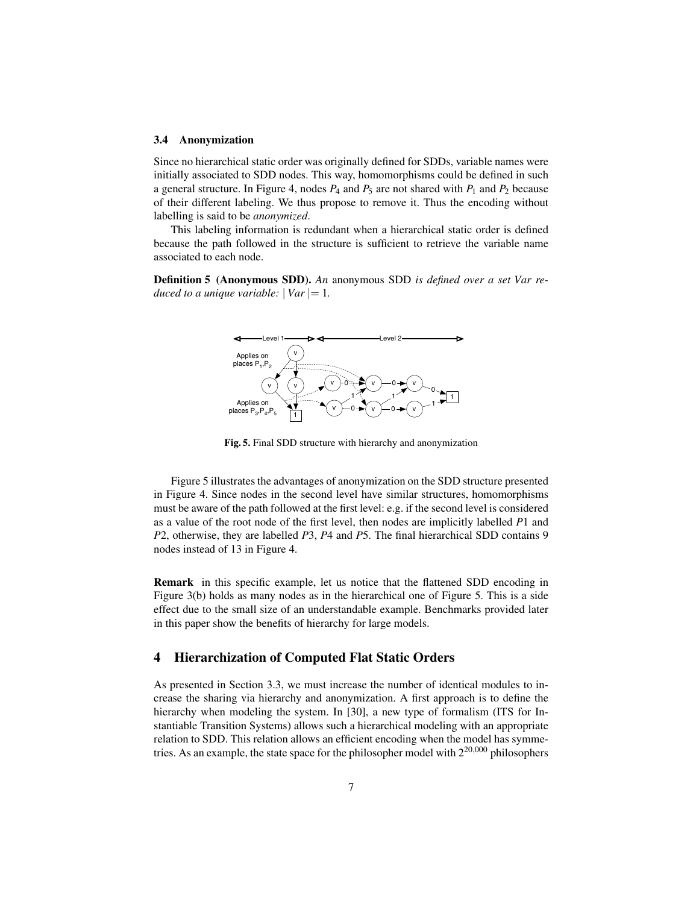### 3.4 Anonymization

Since no hierarchical static order was originally defined for SDDs, variable names were initially associated to SDD nodes. This way, homomorphisms could be defined in such a general structure. In Figure 4, nodes $P_4$ and $P_5$ are not shared with $P_1$ and $P_2$ because of their different labeling. We thus propose to remove it. Thus the encoding without labelling is said to be *anonymized*.

This labeling information is redundant when a hierarchical static order is defined because the path followed in the structure is sufficient to retrieve the variable name associated to each node.

**Definition 5 (Anonymous SDD).** *An* anonymous SDD *is defined over a set Var reduced to a unique variable:* $|\,Var\,| = 1$.

**Fig. 5.** Final SDD structure with hierarchy and anonymization

Figure 5 illustrates the advantages of anonymization on the SDD structure presented in Figure 4. Since nodes in the second level have similar structures, homomorphisms must be aware of the path followed at the first level: e.g. if the second level is considered as a value of the root node of the first level, then nodes are implicitly labelled $P1$ and $P2$, otherwise, they are labelled $P3$, $P4$ and $P5$. The final hierarchical SDD contains 9 nodes instead of 13 in Figure 4.

**Remark** in this specific example, let us notice that the flattened SDD encoding in Figure 3(b) holds as many nodes as in the hierarchical one of Figure 5. This is a side effect due to the small size of an understandable example. Benchmarks provided later in this paper show the benefits of hierarchy for large models.

## 4 Hierarchization of Computed Flat Static Orders

As presented in Section 3.3, we must increase the number of identical modules to increase the sharing via hierarchy and anonymization. A first approach is to define the hierarchy when modeling the system. In [30], a new type of formalism (ITS for Instantiable Transition Systems) allows such a hierarchical modeling with an appropriate relation to SDD. This relation allows an efficient encoding when the model has symmetries. As an example, the state space for the philosopher model with $2^{20,000}$ philosophers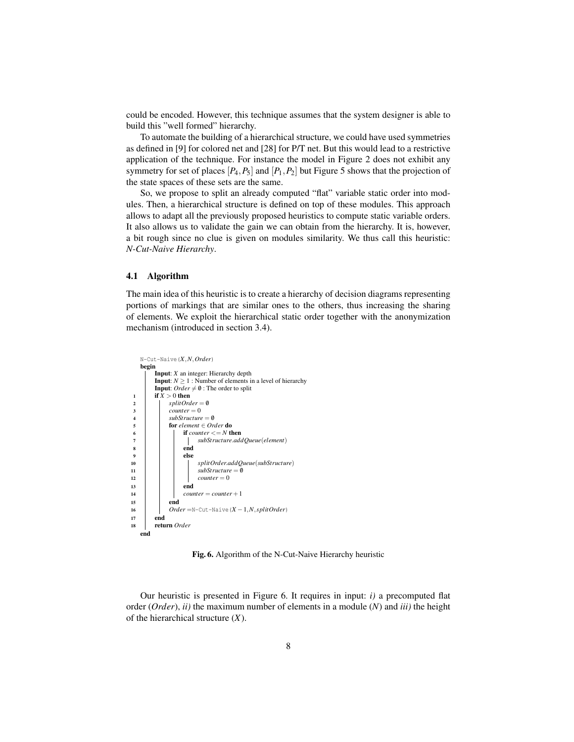could be encoded. However, this technique assumes that the system designer is able to build this "well formed" hierarchy.

To automate the building of a hierarchical structure, we could have used symmetries as defined in [9] for colored net and [28] for P/T net. But this would lead to a restrictive application of the technique. For instance the model in Figure 2 does not exhibit any symmetry for set of places $[P_4, P_5]$ and $[P_1, P_2]$ but Figure 5 shows that the projection of the state spaces of these sets are the same.

So, we propose to split an already computed "flat" variable static order into modules. Then, a hierarchical structure is defined on top of these modules. This approach allows to adapt all the previously proposed heuristics to compute static variable orders. It also allows us to validate the gain we can obtain from the hierarchy. It is, however, a bit rough since no clue is given on modules similarity. We thus call this heuristic: *N-Cut-Naive Hierarchy*.

### 4.1 Algorithm

The main idea of this heuristic is to create a hierarchy of decision diagrams representing portions of markings that are similar ones to the others, thus increasing the sharing of elements. We exploit the hierarchical static order together with the anonymization mechanism (introduced in section 3.4).

```
    N-Cut-Naive(X, N, Order)
    begin
        Input: X an integer: Hierarchy depth
        Input: N ≥ 1 : Number of elements in a level of hierarchy
        Input: Order ≠ ∅ : The order to split
 1      if X > 0 then
 2          splitOrder = ∅
 3          counter = 0
 4          subStructure = ∅
 5          for element ∈ Order do
 6              if counter <= N then
 7                  subStructure.addQueue(element)
 8              end
 9              else
10                  splitOrder.addQueue(subStructure)
11                  subStructure = ∅
12                  counter = 0
13              end
14              counter = counter + 1
15          end
16          Order = N-Cut-Naive(X − 1, N, splitOrder)
17      end
18      return Order
    end
```

**Fig. 6.** Algorithm of the N-Cut-Naive Hierarchy heuristic

Our heuristic is presented in Figure 6. It requires in input: *i)* a precomputed flat order (*Order*), *ii)* the maximum number of elements in a module ($N$) and *iii)* the height of the hierarchical structure ($X$).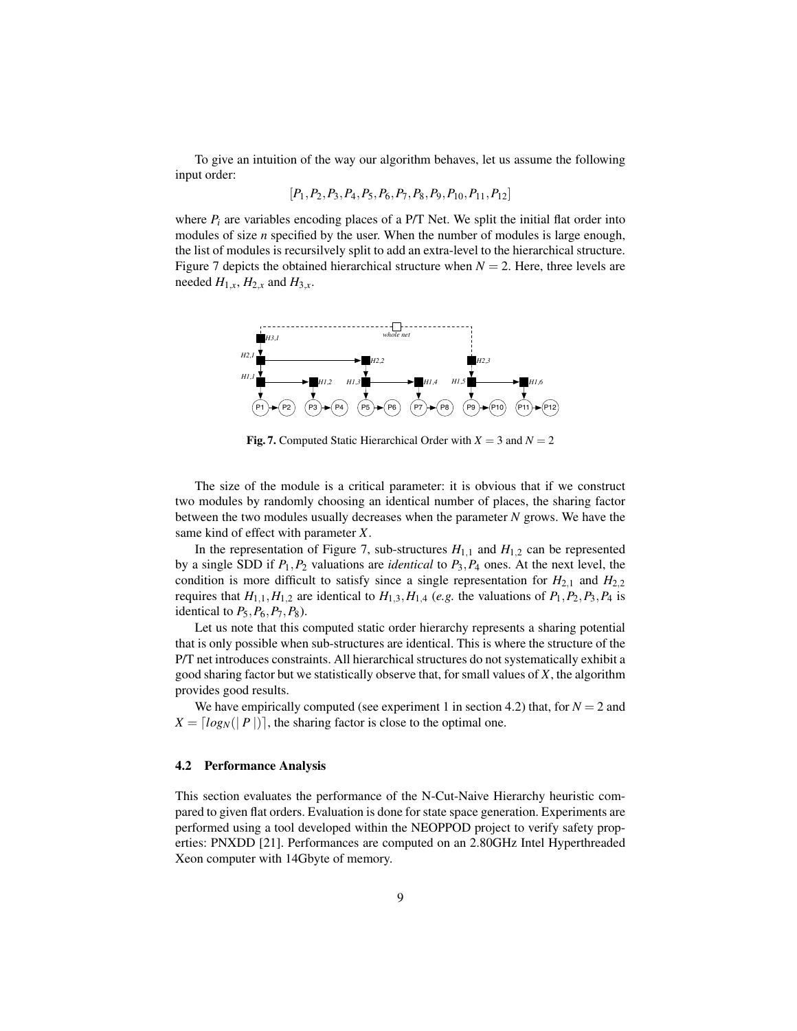To give an intuition of the way our algorithm behaves, let us assume the following input order:

$$[P_1, P_2, P_3, P_4, P_5, P_6, P_7, P_8, P_9, P_{10}, P_{11}, P_{12}]$$

where $P_i$ are variables encoding places of a P/T Net. We split the initial flat order into modules of size $n$ specified by the user. When the number of modules is large enough, the list of modules is recursilvely split to add an extra-level to the hierarchical structure. Figure 7 depicts the obtained hierarchical structure when $N = 2$. Here, three levels are needed $H_{1,x}$, $H_{2,x}$ and $H_{3,x}$.

**Fig. 7.** Computed Static Hierarchical Order with $X = 3$ and $N = 2$

The size of the module is a critical parameter: it is obvious that if we construct two modules by randomly choosing an identical number of places, the sharing factor between the two modules usually decreases when the parameter $N$ grows. We have the same kind of effect with parameter $X$.

In the representation of Figure 7, sub-structures $H_{1,1}$ and $H_{1,2}$ can be represented by a single SDD if $P_1, P_2$ valuations are *identical* to $P_3, P_4$ ones. At the next level, the condition is more difficult to satisfy since a single representation for $H_{2,1}$ and $H_{2,2}$ requires that $H_{1,1}, H_{1,2}$ are identical to $H_{1,3}, H_{1,4}$ (*e.g.* the valuations of $P_1, P_2, P_3, P_4$ is identical to $P_5, P_6, P_7, P_8$).

Let us note that this computed static order hierarchy represents a sharing potential that is only possible when sub-structures are identical. This is where the structure of the P/T net introduces constraints. All hierarchical structures do not systematically exhibit a good sharing factor but we statistically observe that, for small values of $X$, the algorithm provides good results.

We have empirically computed (see experiment 1 in section 4.2) that, for $N = 2$ and $X = \lceil log_N(|P|) \rceil$, the sharing factor is close to the optimal one.

### 4.2 Performance Analysis

This section evaluates the performance of the N-Cut-Naive Hierarchy heuristic compared to given flat orders. Evaluation is done for state space generation. Experiments are performed using a tool developed within the NEOPPOD project to verify safety properties: PNXDD [21]. Performances are computed on an 2.80GHz Intel Hyperthreaded Xeon computer with 14Gbyte of memory.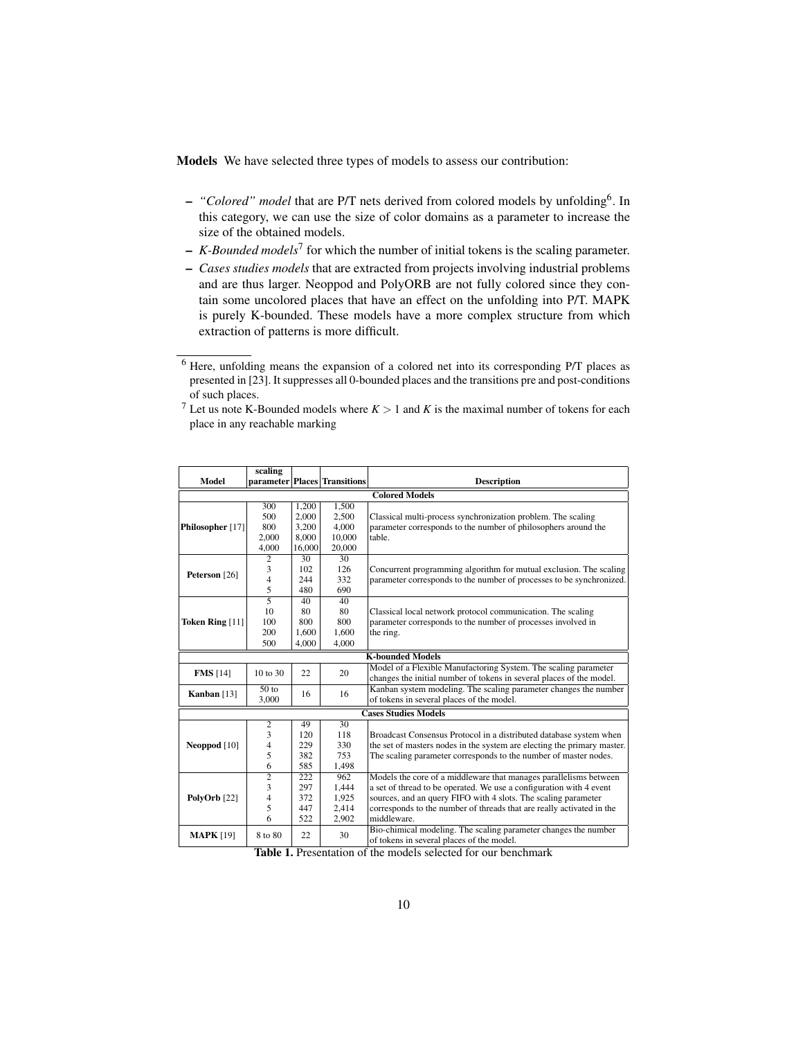**Models** We have selected three types of models to assess our contribution:

- *"Colored" model* that are P/T nets derived from colored models by unfolding[6]. In this category, we can use the size of color domains as a parameter to increase the size of the obtained models.
- *K-Bounded models*[7] for which the number of initial tokens is the scaling parameter.
- *Cases studies models* that are extracted from projects involving industrial problems and are thus larger. Neoppod and PolyORB are not fully colored since they contain some uncolored places that have an effect on the unfolding into P/T. MAPK is purely K-bounded. These models have a more complex structure from which extraction of patterns is more difficult.

[6] Here, unfolding means the expansion of a colored net into its corresponding P/T places as presented in [23]. It suppresses all 0-bounded places and the transitions pre and post-conditions of such places.

[7] Let us note K-Bounded models where $K > 1$ and $K$ is the maximal number of tokens for each place in any reachable marking

| Model | scaling parameter | Places | Transitions | Description |
|---|---|---|---|---|
| **Colored Models** | | | | |
| **Philosopher** [17] | 300 | 1,200 | 1,500 | Classical multi-process synchronization problem. The scaling parameter corresponds to the number of philosophers around the table. |
| | 500 | 2,000 | 2,500 | |
| | 800 | 3,200 | 4,000 | |
| | 2,000 | 8,000 | 10,000 | |
| | 4,000 | 16,000 | 20,000 | |
| **Peterson** [26] | 2 | 30 | 30 | Concurrent programming algorithm for mutual exclusion. The scaling parameter corresponds to the number of processes to be synchronized. |
| | 3 | 102 | 126 | |
| | 4 | 244 | 332 | |
| | 5 | 480 | 690 | |
| **Token Ring** [11] | 5 | 40 | 40 | Classical local network protocol communication. The scaling parameter corresponds to the number of processes involved in the ring. |
| | 10 | 80 | 80 | |
| | 100 | 800 | 800 | |
| | 200 | 1,600 | 1,600 | |
| | 500 | 4,000 | 4,000 | |
| **K-bounded Models** | | | | |
| **FMS** [14] | 10 to 30 | 22 | 20 | Model of a Flexible Manufactoring System. The scaling parameter changes the initial number of tokens in several places of the model. |
| **Kanban** [13] | 50 to 3,000 | 16 | 16 | Kanban system modeling. The scaling parameter changes the number of tokens in several places of the model. |
| **Cases Studies Models** | | | | |
| **Neoppod** [10] | 2 | 49 | 30 | Broadcast Consensus Protocol in a distributed database system when the set of masters nodes in the system are electing the primary master. The scaling parameter corresponds to the number of master nodes. |
| | 3 | 120 | 118 | |
| | 4 | 229 | 330 | |
| | 5 | 382 | 753 | |
| | 6 | 585 | 1,498 | |
| **PolyOrb** [22] | 2 | 222 | 962 | Models the core of a middleware that manages parallelisms between a set of thread to be operated. We use a configuration with 4 event sources, and an query FIFO with 4 slots. The scaling parameter corresponds to the number of threads that are really activated in the middleware. |
| | 3 | 297 | 1,444 | |
| | 4 | 372 | 1,925 | |
| | 5 | 447 | 2,414 | |
| | 6 | 522 | 2,902 | |
| **MAPK** [19] | 8 to 80 | 22 | 30 | Bio-chimical modeling. The scaling parameter changes the number of tokens in several places of the model. |

**Table 1.** Presentation of the models selected for our benchmark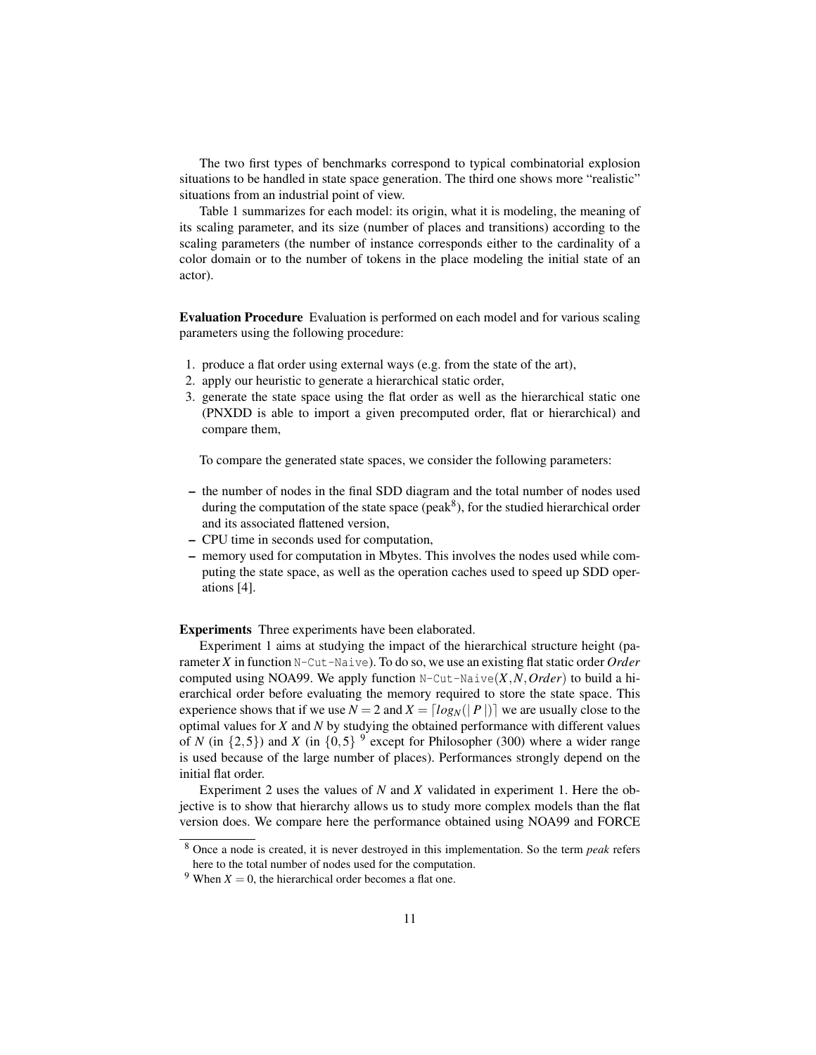The two first types of benchmarks correspond to typical combinatorial explosion situations to be handled in state space generation. The third one shows more "realistic" situations from an industrial point of view.

Table 1 summarizes for each model: its origin, what it is modeling, the meaning of its scaling parameter, and its size (number of places and transitions) according to the scaling parameters (the number of instance corresponds either to the cardinality of a color domain or to the number of tokens in the place modeling the initial state of an actor).

**Evaluation Procedure** Evaluation is performed on each model and for various scaling parameters using the following procedure:

1. produce a flat order using external ways (e.g. from the state of the art),
2. apply our heuristic to generate a hierarchical static order,
3. generate the state space using the flat order as well as the hierarchical static one (PNXDD is able to import a given precomputed order, flat or hierarchical) and compare them,

To compare the generated state spaces, we consider the following parameters:

- the number of nodes in the final SDD diagram and the total number of nodes used during the computation of the state space (peak[8]), for the studied hierarchical order and its associated flattened version,
- CPU time in seconds used for computation,
- memory used for computation in Mbytes. This involves the nodes used while computing the state space, as well as the operation caches used to speed up SDD operations [4].

**Experiments** Three experiments have been elaborated.

Experiment 1 aims at studying the impact of the hierarchical structure height (parameter $X$ in function `N-Cut-Naive`). To do so, we use an existing flat static order *Order* computed using NOA99. We apply function `N-Cut-Naive`$(X, N, Order)$ to build a hierarchical order before evaluating the memory required to store the state space. This experience shows that if we use $N = 2$ and $X = \lceil log_N(|P|) \rceil$ we are usually close to the optimal values for $X$ and $N$ by studying the obtained performance with different values of $N$ (in $\{2, 5\}$) and $X$ (in $\{0, 5\}$ [9] except for Philosopher (300) where a wider range is used because of the large number of places). Performances strongly depend on the initial flat order.

Experiment 2 uses the values of $N$ and $X$ validated in experiment 1. Here the objective is to show that hierarchy allows us to study more complex models than the flat version does. We compare here the performance obtained using NOA99 and FORCE

[8] Once a node is created, it is never destroyed in this implementation. So the term *peak* refers here to the total number of nodes used for the computation.

[9] When $X = 0$, the hierarchical order becomes a flat one.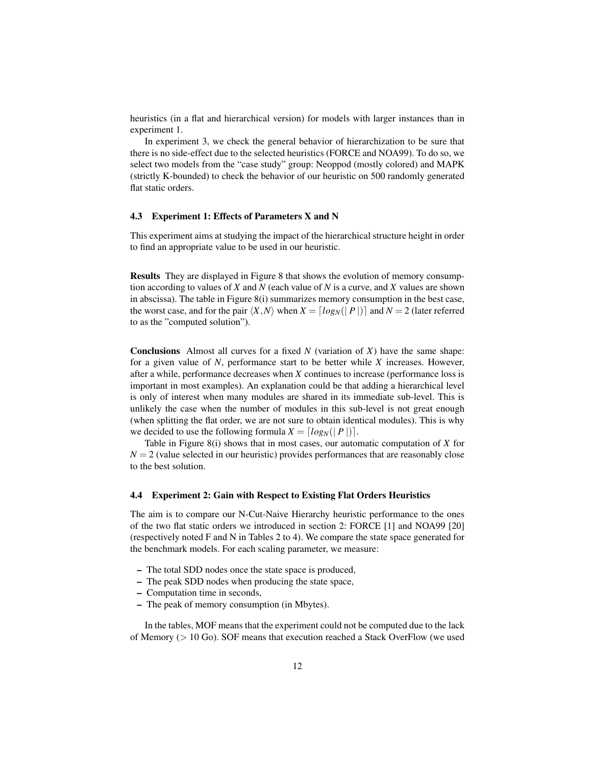heuristics (in a flat and hierarchical version) for models with larger instances than in experiment 1.

In experiment 3, we check the general behavior of hierarchization to be sure that there is no side-effect due to the selected heuristics (FORCE and NOA99). To do so, we select two models from the "case study" group: Neoppod (mostly colored) and MAPK (strictly K-bounded) to check the behavior of our heuristic on 500 randomly generated flat static orders.

### 4.3 Experiment 1: Effects of Parameters X and N

This experiment aims at studying the impact of the hierarchical structure height in order to find an appropriate value to be used in our heuristic.

**Results** They are displayed in Figure 8 that shows the evolution of memory consumption according to values of $X$ and $N$ (each value of $N$ is a curve, and $X$ values are shown in abscissa). The table in Figure 8(i) summarizes memory consumption in the best case, the worst case, and for the pair $\langle X,N \rangle$ when $X = \lceil log_N(\mid P \mid) \rceil$ and $N = 2$ (later referred to as the "computed solution").

**Conclusions** Almost all curves for a fixed $N$ (variation of $X$) have the same shape: for a given value of $N$, performance start to be better while $X$ increases. However, after a while, performance decreases when $X$ continues to increase (performance loss is important in most examples). An explanation could be that adding a hierarchical level is only of interest when many modules are shared in its immediate sub-level. This is unlikely the case when the number of modules in this sub-level is not great enough (when splitting the flat order, we are not sure to obtain identical modules). This is why we decided to use the following formula $X = \lceil log_N(\mid P \mid) \rceil$.

Table in Figure 8(i) shows that in most cases, our automatic computation of $X$ for $N = 2$ (value selected in our heuristic) provides performances that are reasonably close to the best solution.

### 4.4 Experiment 2: Gain with Respect to Existing Flat Orders Heuristics

The aim is to compare our N-Cut-Naive Hierarchy heuristic performance to the ones of the two flat static orders we introduced in section 2: FORCE [1] and NOA99 [20] (respectively noted F and N in Tables 2 to 4). We compare the state space generated for the benchmark models. For each scaling parameter, we measure:

- The total SDD nodes once the state space is produced,
- The peak SDD nodes when producing the state space,
- Computation time in seconds,
- The peak of memory consumption (in Mbytes).

In the tables, MOF means that the experiment could not be computed due to the lack of Memory ($>$ 10 Go). SOF means that execution reached a Stack OverFlow (we used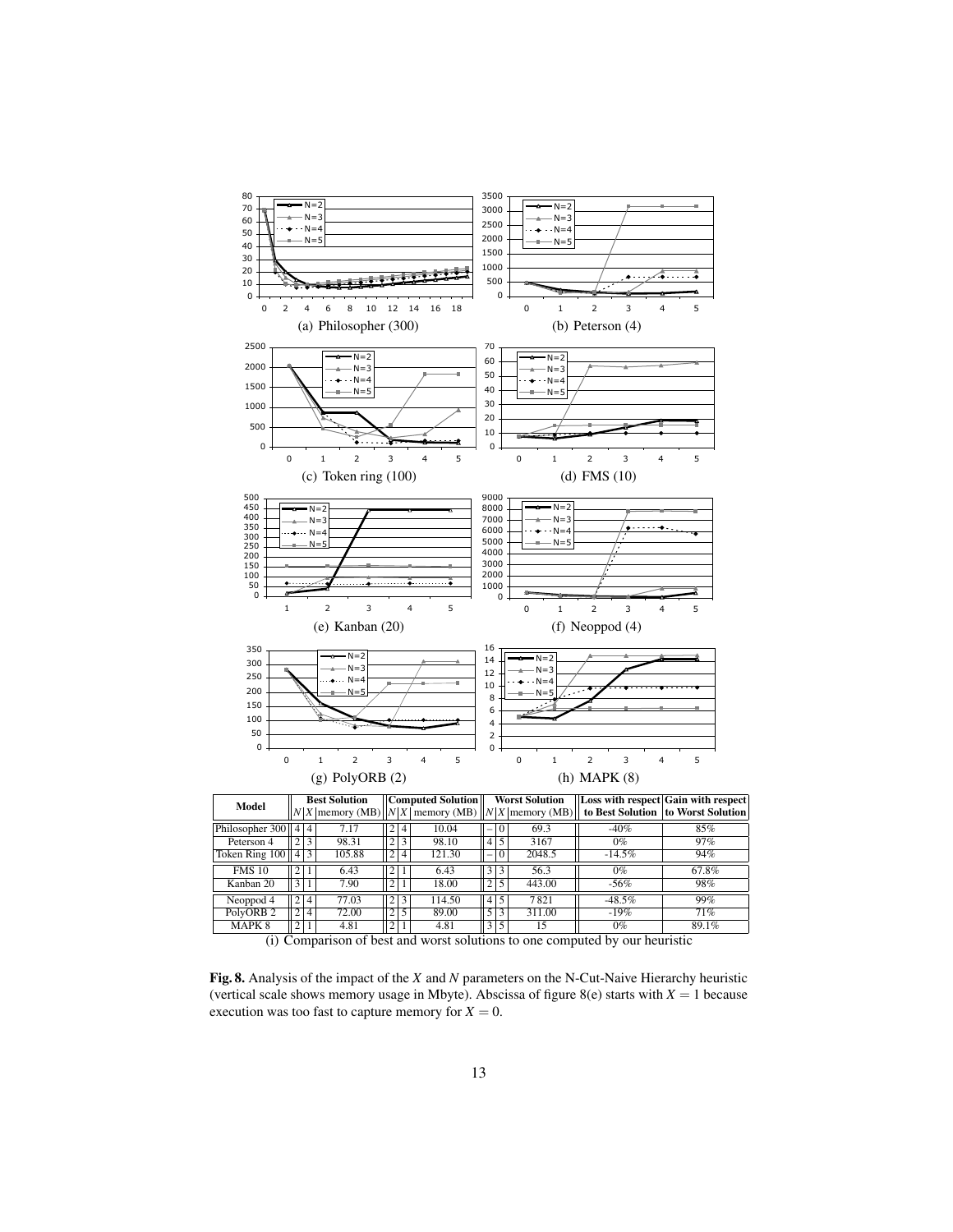(a) Philosopher (300)

(b) Peterson (4)

(c) Token ring (100)

(d) FMS (10)

(e) Kanban (20)

(f) Neoppod (4)

(g) PolyORB (2)

(h) MAPK (8)

| Model | Best Solution | | | Computed Solution | | | Worst Solution | | | Loss with respect to Best Solution | Gain with respect to Worst Solution |
|---|---|---|---|---|---|---|---|---|---|---|---|
| | $N$ | $X$ | memory (MB) | $N$ | $X$ | memory (MB) | $N$ | $X$ | memory (MB) | | |
| Philosopher 300 | 4 | 4 | 7.17 | 2 | 4 | 10.04 | – | 0 | 69.3 | -40% | 85% |
| Peterson 4 | 2 | 3 | 98.31 | 2 | 3 | 98.10 | 4 | 5 | 3167 | 0% | 97% |
| Token Ring 100 | 4 | 3 | 105.88 | 2 | 4 | 121.30 | – | 0 | 2048.5 | -14.5% | 94% |
| FMS 10 | 2 | 1 | 6.43 | 2 | 1 | 6.43 | 3 | 3 | 56.3 | 0% | 67.8% |
| Kanban 20 | 3 | 1 | 7.90 | 2 | 1 | 18.00 | 2 | 5 | 443.00 | -56% | 98% |
| Neoppod 4 | 2 | 4 | 77.03 | 2 | 3 | 114.50 | 4 | 5 | 7821 | -48.5% | 99% |
| PolyORB 2 | 2 | 4 | 72.00 | 2 | 5 | 89.00 | 5 | 3 | 311.00 | -19% | 71% |
| MAPK 8 | 2 | 1 | 4.81 | 2 | 1 | 4.81 | 3 | 5 | 15 | 0% | 89.1% |

(i) Comparison of best and worst solutions to one computed by our heuristic

**Fig. 8.** Analysis of the impact of the $X$ and $N$ parameters on the N-Cut-Naive Hierarchy heuristic (vertical scale shows memory usage in Mbyte). Abscissa of figure 8(e) starts with $X = 1$ because execution was too fast to capture memory for $X = 0$.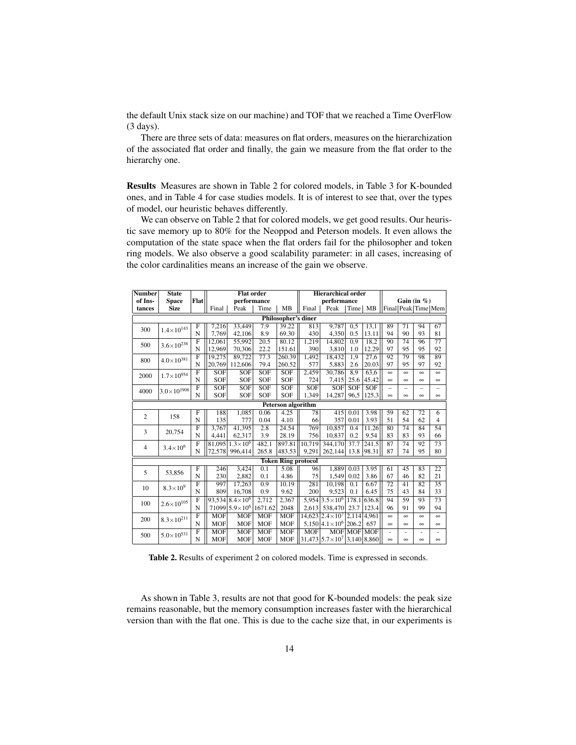the default Unix stack size on our machine) and TOF that we reached a Time OverFlow (3 days).

There are three sets of data: measures on flat orders, measures on the hierarchization of the associated flat order and finally, the gain we measure from the flat order to the hierarchy one.

**Results** Measures are shown in Table 2 for colored models, in Table 3 for K-bounded ones, and in Table 4 for case studies models. It is of interest to see that, over the types of model, our heuristic behaves differently.

We can observe on Table 2 that for colored models, we get good results. Our heuristic save memory up to 80% for the Neoppod and Peterson models. It even allows the computation of the state space when the flat orders fail for the philosopher and token ring models. We also observe a good scalability parameter: in all cases, increasing of the color cardinalities means an increase of the gain we observe.

| Number of Instances | State Space Size | Flat | Flat order performance | | | | Hierarchical order performance | | | | Gain (in %) | | | |
|---|---|---|---|---|---|---|---|---|---|---|---|---|---|---|
| | | | Final | Peak | Time | MB | Final | Peak | Time | MB | Final | Peak | Time | Mem |
| **Philosopher's diner** | | | | | | | | | | | | | | |
| 300 | $1.4\times10^{143}$ | F | 7,216 | 33,449 | 7.9 | 39.22 | 813 | 9,787 | 0,5 | 13,1 | 89 | 71 | 94 | 67 |
| | | N | 7,769 | 42,106 | 8.9 | 69.30 | 430 | 4,350 | 0.5 | 13.11 | 94 | 90 | 93 | 81 |
| 500 | $3.6\times10^{238}$ | F | 12,061 | 55,992 | 20.5 | 80.12 | 1,219 | 14,802 | 0,9 | 18,2 | 90 | 74 | 96 | 77 |
| | | N | 12,969 | 70,306 | 22.2 | 151.61 | 390 | 3,810 | 1.0 | 12.29 | 97 | 95 | 95 | 92 |
| 800 | $4.0\times10^{381}$ | F | 19,275 | 89,722 | 77.3 | 260.39 | 1,492 | 18,432 | 1,9 | 27,6 | 92 | 79 | 98 | 89 |
| | | N | 20,769 | 112,606 | 79.4 | 260.52 | 577 | 5,883 | 2.6 | 20.03 | 97 | 95 | 97 | 92 |
| 2000 | $1.7\times10^{954}$ | F | SOF | SOF | SOF | SOF | 2,459 | 30,786 | 8,9 | 63,6 | ∞ | ∞ | ∞ | ∞ |
| | | N | SOF | SOF | SOF | SOF | 724 | 7,415 | 25.6 | 45.42 | ∞ | ∞ | ∞ | ∞ |
| 4000 | $3.0\times10^{1908}$ | F | SOF | SOF | SOF | SOF | SOF | SOF | SOF | SOF | – | – | – | – |
| | | N | SOF | SOF | SOF | SOF | 1,349 | 14,287 | 96,5 | 125,3 | ∞ | ∞ | ∞ | ∞ |
| **Peterson algorithm** | | | | | | | | | | | | | | |
| 2 | 158 | F | 188 | 1,085 | 0.06 | 4.25 | 78 | 415 | 0.01 | 3.98 | 59 | 62 | 72 | 6 |
| | | N | 135 | 777 | 0.04 | 4.10 | 66 | 357 | 0.01 | 3.93 | 51 | 54 | 62 | 4 |
| 3 | 20,754 | F | 3,767 | 41,395 | 2.8 | 24.54 | 769 | 10,857 | 0.4 | 11.26 | 80 | 74 | 84 | 54 |
| | | N | 4,441 | 62,317 | 3.9 | 28.19 | 756 | 10,837 | 0.2 | 9.54 | 83 | 83 | 93 | 66 |
| 4 | $3.4\times10^{6}$ | F | 81,095 | $1.3\times10^{6}$ | 482.1 | 897.81 | 10,719 | 344,170 | 37.7 | 241.5 | 87 | 74 | 92 | 73 |
| | | N | 72,578 | 996,414 | 265.8 | 483.53 | 9,291 | 262,144 | 13.8 | 98.31 | 87 | 74 | 95 | 80 |
| **Token Ring protocol** | | | | | | | | | | | | | | |
| 5 | 53,856 | F | 246 | 3,424 | 0.1 | 5.08 | 96 | 1,889 | 0.03 | 3.95 | 61 | 45 | 83 | 22 |
| | | N | 230 | 2,882 | 0.1 | 4.86 | 75 | 1,549 | 0.02 | 3.86 | 67 | 46 | 82 | 21 |
| 10 | $8.3\times10^{9}$ | F | 997 | 17,263 | 0.9 | 10.19 | 281 | 10,198 | 0.1 | 6.67 | 72 | 41 | 82 | 35 |
| | | N | 809 | 16,708 | 0.9 | 9.62 | 200 | 9,523 | 0.1 | 6.45 | 75 | 43 | 84 | 33 |
| 100 | $2.6\times10^{105}$ | F | 93,534 | $8.4\times10^{6}$ | 2,712 | 2,367 | 5,954 | $3.5\times10^{6}$ | 178.1 | 636.8 | 94 | 59 | 93 | 73 |
| | | N | 71099 | $5.9\times10^{6}$ | 1671.62 | 2048 | 2,613 | 538,470 | 23.7 | 123.4 | 96 | 91 | 99 | 94 |
| 200 | $8.3\times10^{211}$ | F | MOF | MOF | MOF | MOF | 14,623 | $2.4\times10^{7}$ | 2,114 | 4,961 | ∞ | ∞ | ∞ | ∞ |
| | | N | MOF | MOF | MOF | MOF | 5,150 | $4.1\times10^{6}$ | 206.2 | 657 | ∞ | ∞ | ∞ | ∞ |
| 500 | $5.0\times10^{531}$ | F | MOF | MOF | MOF | MOF | MOF | MOF | MOF | MOF | - | - | - | - |
| | | N | MOF | MOF | MOF | MOF | 31,473 | $5.7\times10^{7}$ | 3,140 | 8,860 | ∞ | ∞ | ∞ | ∞ |

**Table 2.** Results of experiment 2 on colored models. Time is expressed in seconds.

As shown in Table 3, results are not that good for K-bounded models: the peak size remains reasonable, but the memory consumption increases faster with the hierarchical version than with the flat one. This is due to the cache size that, in our experiments is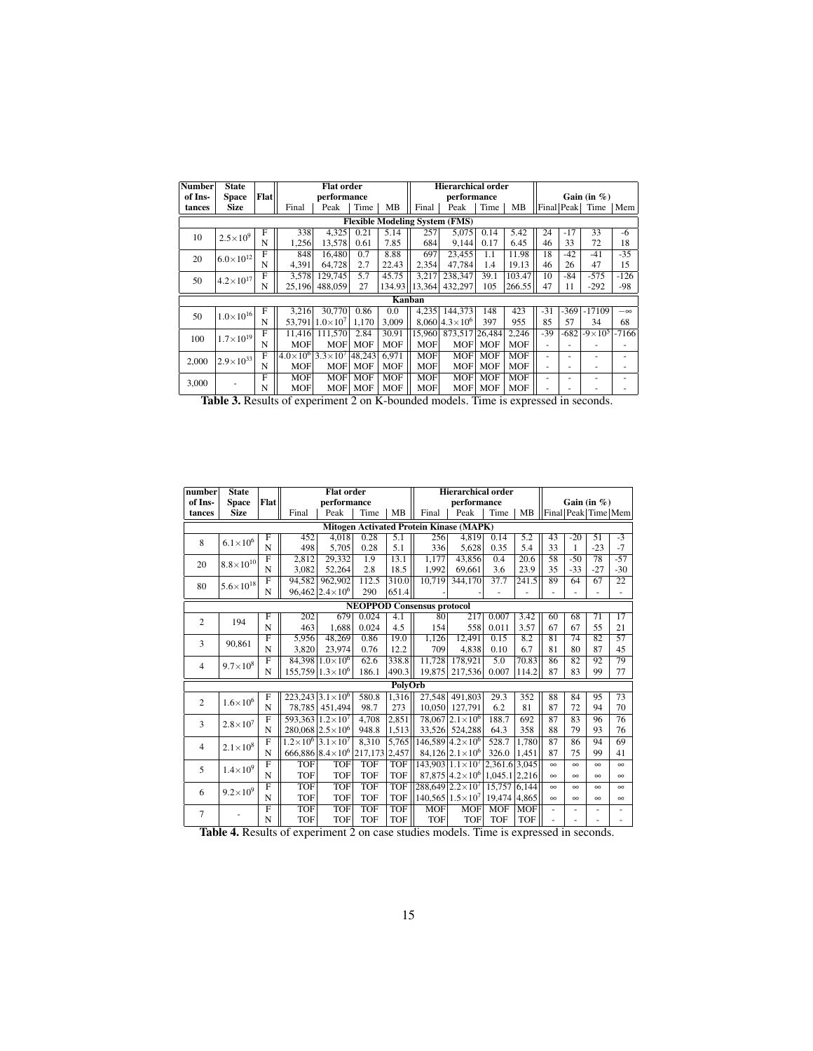| Number of Instances | State Space Size | Flat | Flat order performance | | | | Hierarchical order performance | | | | Gain (in %) | | | |
|---|---|---|---|---|---|---|---|---|---|---|---|---|---|---|
| | | | Final | Peak | Time | MB | Final | Peak | Time | MB | Final | Peak | Time | Mem |
| **Flexible Modeling System (FMS)** | | | | | | | | | | | | | | |
| 10 | $2.5\times10^9$ | F | 338 | 4,325 | 0.21 | 5.14 | 257 | 5,075 | 0.14 | 5.42 | 24 | -17 | 33 | -6 |
| | | N | 1,256 | 13,578 | 0.61 | 7.85 | 684 | 9,144 | 0.17 | 6.45 | 46 | 33 | 72 | 18 |
| 20 | $6.0\times10^{12}$ | F | 848 | 16,480 | 0.7 | 8.88 | 697 | 23,455 | 1.1 | 11.98 | 18 | -42 | -41 | -35 |
| | | N | 4,391 | 64,728 | 2.7 | 22.43 | 2,354 | 47,784 | 1.4 | 19.13 | 46 | 26 | 47 | 15 |
| 50 | $4.2\times10^{17}$ | F | 3,578 | 129,745 | 5.7 | 45.75 | 3,217 | 238,347 | 39.1 | 103.47 | 10 | -84 | -575 | -126 |
| | | N | 25,196 | 488,059 | 27 | 134.93 | 13,364 | 432,297 | 105 | 266.55 | 47 | 11 | -292 | -98 |
| **Kanban** | | | | | | | | | | | | | | |
| 50 | $1.0\times10^{16}$ | F | 3,216 | 30,770 | 0.86 | 0.0 | 4,235 | 144,373 | 148 | 423 | -31 | -369 | -17109 | $-\infty$ |
| | | N | 53,791 | $1.0\times10^7$ | 1,170 | 3,009 | 8,060 | $4.3\times10^6$ | 397 | 955 | 85 | 57 | 34 | 68 |
| 100 | $1.7\times10^{19}$ | F | 11,416 | 111,570 | 2.84 | 30.91 | 15,960 | 873,517 | 26,484 | 2,246 | -39 | -682 | $-9\times10^5$ | -7166 |
| | | N | MOF | MOF | MOF | MOF | MOF | MOF | MOF | MOF | - | - | - | - |
| 2,000 | $2.9\times10^{33}$ | F | $4.0\times10^6$ | $3.3\times10^7$ | 48,243 | 6,971 | MOF | MOF | MOF | MOF | - | - | - | - |
| | | N | MOF | MOF | MOF | MOF | MOF | MOF | MOF | MOF | - | - | - | - |
| 3,000 | - | F | MOF | MOF | MOF | MOF | MOF | MOF | MOF | MOF | - | - | - | - |
| | | N | MOF | MOF | MOF | MOF | MOF | MOF | MOF | MOF | - | - | - | - |

**Table 3.** Results of experiment 2 on K-bounded models. Time is expressed in seconds.

| number of Instances | State Space Size | Flat | Flat order performance | | | | Hierarchical order performance | | | | Gain (in %) | | | |
|---|---|---|---|---|---|---|---|---|---|---|---|---|---|---|
| | | | Final | Peak | Time | MB | Final | Peak | Time | MB | Final | Peak | Time | Mem |
| **Mitogen Activated Protein Kinase (MAPK)** | | | | | | | | | | | | | | |
| 8 | $6.1\times10^6$ | F | 452 | 4,018 | 0.28 | 5.1 | 256 | 4,819 | 0.14 | 5.2 | 43 | -20 | 51 | -3 |
| | | N | 498 | 5,705 | 0.28 | 5.1 | 336 | 5,628 | 0.35 | 5.4 | 33 | 1 | -23 | -7 |
| 20 | $8.8\times10^{10}$ | F | 2,812 | 29,332 | 1.9 | 13.1 | 1,177 | 43,856 | 0.4 | 20.6 | 58 | -50 | 78 | -57 |
| | | N | 3,082 | 52,264 | 2.8 | 18.5 | 1,992 | 69,661 | 3.6 | 23.9 | 35 | -33 | -27 | -30 |
| 80 | $5.6\times10^{18}$ | F | 94,582 | 962,902 | 112.5 | 310.0 | 10,719 | 344,170 | 37.7 | 241.5 | 89 | 64 | 67 | 22 |
| | | N | 96,462 | $2.4\times10^6$ | 290 | 651.4 | - | - | - | - | - | - | - | - |
| **NEOPPOD Consensus protocol** | | | | | | | | | | | | | | |
| 2 | 194 | F | 202 | 679 | 0.024 | 4.1 | 80 | 217 | 0.007 | 3.42 | 60 | 68 | 71 | 17 |
| | | N | 463 | 1,688 | 0.024 | 4.5 | 154 | 558 | 0.011 | 3.57 | 67 | 67 | 55 | 21 |
| 3 | 90,861 | F | 5,956 | 48,269 | 0.86 | 19.0 | 1,126 | 12,491 | 0.15 | 8.2 | 81 | 74 | 82 | 57 |
| | | N | 3,820 | 23,974 | 0.76 | 12.2 | 709 | 4,838 | 0.10 | 6.7 | 81 | 80 | 87 | 45 |
| 4 | $9.7\times10^8$ | F | 84,398 | $1.0\times10^6$ | 62.6 | 338.8 | 11,728 | 178,921 | 5.0 | 70.83 | 86 | 82 | 92 | 79 |
| | | N | 155,759 | $1.3\times10^6$ | 186.1 | 490.3 | 19,875 | 217,536 | 0.007 | 114.2 | 87 | 83 | 99 | 77 |
| **PolyOrb** | | | | | | | | | | | | | | |
| 2 | $1.6\times10^6$ | F | 223,243 | $3.1\times10^6$ | 580.8 | 1,316 | 27,548 | 491,803 | 29.3 | 352 | 88 | 84 | 95 | 73 |
| | | N | 78,785 | 451,494 | 98.7 | 273 | 10,050 | 127,791 | 6.2 | 81 | 87 | 72 | 94 | 70 |
| 3 | $2.8\times10^7$ | F | 593,363 | $1.2\times10^7$ | 4,708 | 2,851 | 78,067 | $2.1\times10^6$ | 188.7 | 692 | 87 | 83 | 96 | 76 |
| | | N | 280,068 | $2.5\times10^6$ | 948.8 | 1,513 | 33,526 | 524,288 | 64.3 | 358 | 88 | 79 | 93 | 76 |
| 4 | $2.1\times10^8$ | F | $1.2\times10^6$ | $3.1\times10^7$ | 8,310 | 5,765 | 146,589 | $4.2\times10^6$ | 528.7 | 1,780 | 87 | 86 | 94 | 69 |
| | | N | 666,886 | $8.4\times10^6$ | 217,173 | 2,457 | 84,126 | $2.1\times10^6$ | 326.0 | 1,451 | 87 | 75 | 99 | 41 |
| 5 | $1.4\times10^9$ | F | TOF | TOF | TOF | TOF | 143,903 | $1.1\times10^7$ | 2,361.6 | 3,045 | $\infty$ | $\infty$ | $\infty$ | $\infty$ |
| | | N | TOF | TOF | TOF | TOF | 87,875 | $4.2\times10^6$ | 1,045.1 | 2,216 | $\infty$ | $\infty$ | $\infty$ | $\infty$ |
| 6 | $9.2\times10^9$ | F | TOF | TOF | TOF | TOF | 288,649 | $2.2\times10^7$ | 15,757 | 6,144 | $\infty$ | $\infty$ | $\infty$ | $\infty$ |
| | | N | TOF | TOF | TOF | TOF | 140,565 | $1.5\times10^7$ | 19,474 | 4,865 | $\infty$ | $\infty$ | $\infty$ | $\infty$ |
| 7 | - | F | TOF | TOF | TOF | TOF | MOF | MOF | MOF | MOF | - | - | - | - |
| | | N | TOF | TOF | TOF | TOF | TOF | TOF | TOF | TOF | - | - | - | - |

**Table 4.** Results of experiment 2 on case studies models. Time is expressed in seconds.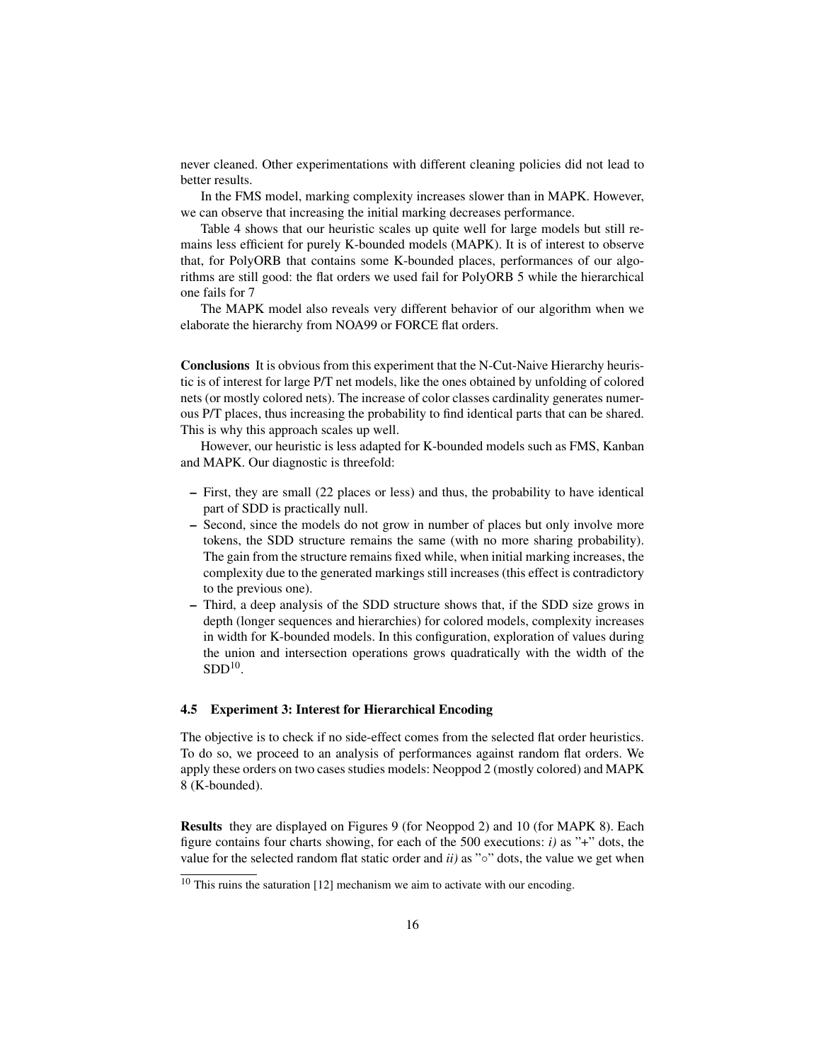never cleaned. Other experimentations with different cleaning policies did not lead to better results.

In the FMS model, marking complexity increases slower than in MAPK. However, we can observe that increasing the initial marking decreases performance.

Table 4 shows that our heuristic scales up quite well for large models but still remains less efficient for purely K-bounded models (MAPK). It is of interest to observe that, for PolyORB that contains some K-bounded places, performances of our algorithms are still good: the flat orders we used fail for PolyORB 5 while the hierarchical one fails for 7

The MAPK model also reveals very different behavior of our algorithm when we elaborate the hierarchy from NOA99 or FORCE flat orders.

**Conclusions** It is obvious from this experiment that the N-Cut-Naive Hierarchy heuristic is of interest for large P/T net models, like the ones obtained by unfolding of colored nets (or mostly colored nets). The increase of color classes cardinality generates numerous P/T places, thus increasing the probability to find identical parts that can be shared. This is why this approach scales up well.

However, our heuristic is less adapted for K-bounded models such as FMS, Kanban and MAPK. Our diagnostic is threefold:

- First, they are small (22 places or less) and thus, the probability to have identical part of SDD is practically null.
- Second, since the models do not grow in number of places but only involve more tokens, the SDD structure remains the same (with no more sharing probability). The gain from the structure remains fixed while, when initial marking increases, the complexity due to the generated markings still increases (this effect is contradictory to the previous one).
- Third, a deep analysis of the SDD structure shows that, if the SDD size grows in depth (longer sequences and hierarchies) for colored models, complexity increases in width for K-bounded models. In this configuration, exploration of values during the union and intersection operations grows quadratically with the width of the SDD[10].

### 4.5 Experiment 3: Interest for Hierarchical Encoding

The objective is to check if no side-effect comes from the selected flat order heuristics. To do so, we proceed to an analysis of performances against random flat orders. We apply these orders on two cases studies models: Neoppod 2 (mostly colored) and MAPK 8 (K-bounded).

**Results** they are displayed on Figures 9 (for Neoppod 2) and 10 (for MAPK 8). Each figure contains four charts showing, for each of the 500 executions: *i)* as "+" dots, the value for the selected random flat static order and *ii)* as "○" dots, the value we get when

[10] This ruins the saturation [12] mechanism we aim to activate with our encoding.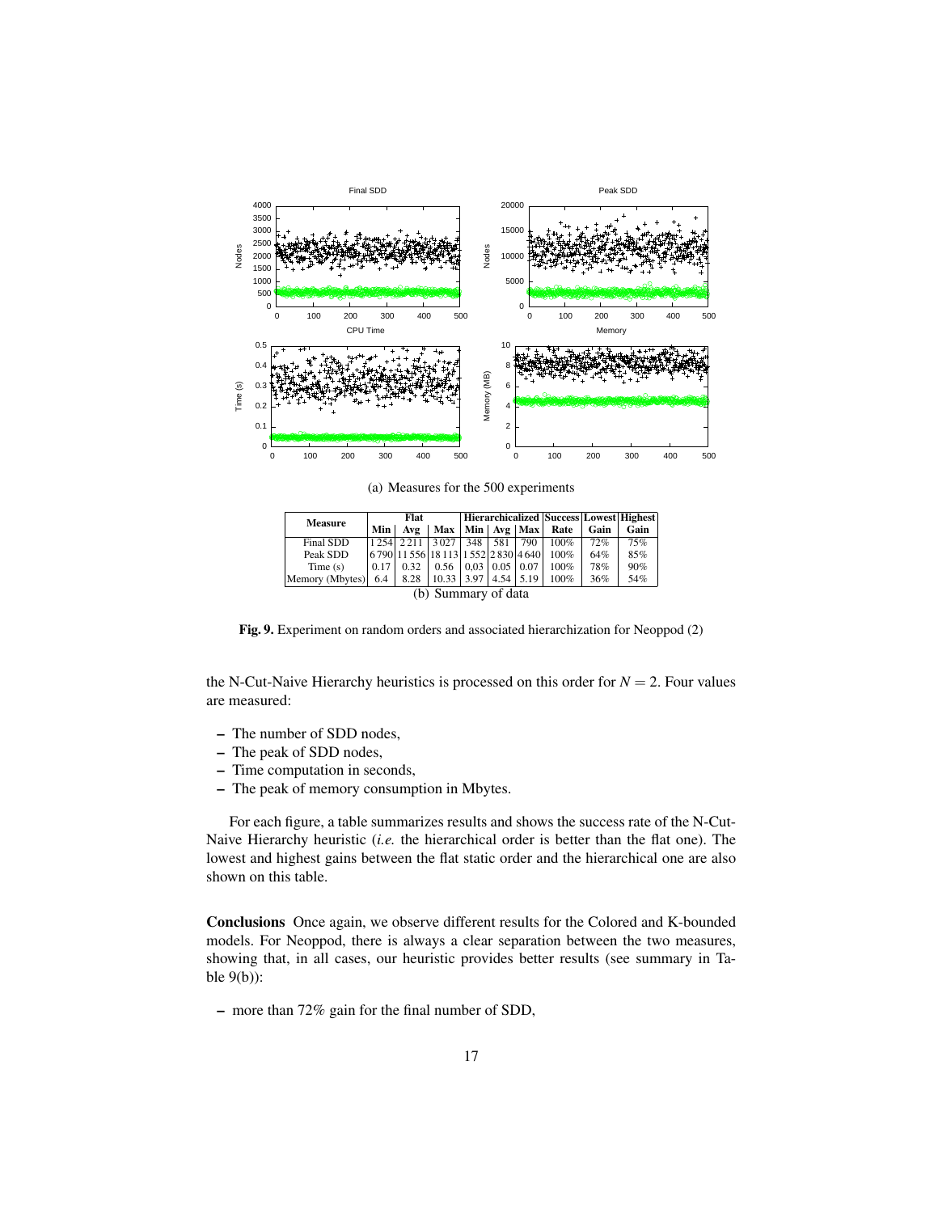(a) Measures for the 500 experiments

| Measure | Flat | | | Hierarchicalized | | | Success | Lowest | Highest |
|---|---|---|---|---|---|---|---|---|---|
| | Min | Avg | Max | Min | Avg | Max | Rate | Gain | Gain |
| Final SDD | 1 254 | 2 211 | 3 027 | 348 | 581 | 790 | 100% | 72% | 75% |
| Peak SDD | 6 790 | 11 556 | 18 113 | 1 552 | 2 830 | 4 640 | 100% | 64% | 85% |
| Time (s) | 0.17 | 0.32 | 0.56 | 0,03 | 0.05 | 0.07 | 100% | 78% | 90% |
| Memory (Mbytes) | 6.4 | 8.28 | 10.33 | 3.97 | 4.54 | 5.19 | 100% | 36% | 54% |

(b) Summary of data

**Fig. 9.** Experiment on random orders and associated hierarchization for Neoppod (2)

the N-Cut-Naive Hierarchy heuristics is processed on this order for $N = 2$. Four values are measured:

- The number of SDD nodes,
- The peak of SDD nodes,
- Time computation in seconds,
- The peak of memory consumption in Mbytes.

For each figure, a table summarizes results and shows the success rate of the N-Cut-Naive Hierarchy heuristic (*i.e.* the hierarchical order is better than the flat one). The lowest and highest gains between the flat static order and the hierarchical one are also shown on this table.

**Conclusions** Once again, we observe different results for the Colored and K-bounded models. For Neoppod, there is always a clear separation between the two measures, showing that, in all cases, our heuristic provides better results (see summary in Table 9(b)):

- more than 72% gain for the final number of SDD,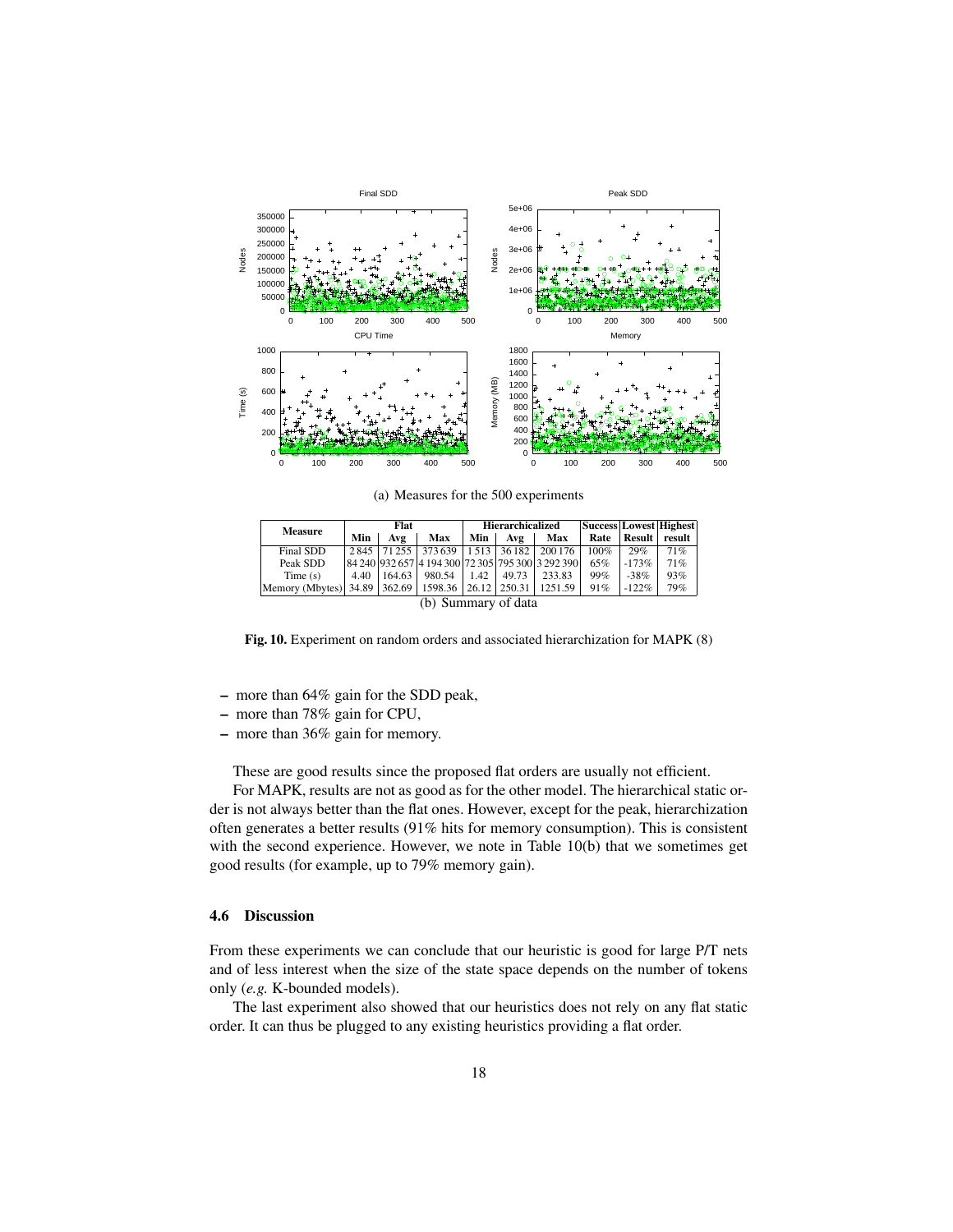(a) Measures for the 500 experiments

| Measure | Flat | | | Hierarchicalized | | | Success | Lowest | Highest |
|---|---|---|---|---|---|---|---|---|---|
| | Min | Avg | Max | Min | Avg | Max | Rate | Result | result |
| Final SDD | 2 845 | 71 255 | 373 639 | 1 513 | 36 182 | 200 176 | 100% | 29% | 71% |
| Peak SDD | 84 240 | 932 657 | 4 194 300 | 72 305 | 795 300 | 3 292 390 | 65% | -173% | 71% |
| Time (s) | 4.40 | 164.63 | 980.54 | 1.42 | 49.73 | 233.83 | 99% | -38% | 93% |
| Memory (Mbytes) | 34.89 | 362.69 | 1598.36 | 26.12 | 250.31 | 1251.59 | 91% | -122% | 79% |

(b) Summary of data

**Fig. 10.** Experiment on random orders and associated hierarchization for MAPK (8)

- more than 64% gain for the SDD peak,
- more than 78% gain for CPU,
- more than 36% gain for memory.

These are good results since the proposed flat orders are usually not efficient.

For MAPK, results are not as good as for the other model. The hierarchical static order is not always better than the flat ones. However, except for the peak, hierarchization often generates a better results (91% hits for memory consumption). This is consistent with the second experience. However, we note in Table 10(b) that we sometimes get good results (for example, up to 79% memory gain).

### 4.6 Discussion

From these experiments we can conclude that our heuristic is good for large P/T nets and of less interest when the size of the state space depends on the number of tokens only (*e.g.* K-bounded models).

The last experiment also showed that our heuristics does not rely on any flat static order. It can thus be plugged to any existing heuristics providing a flat order.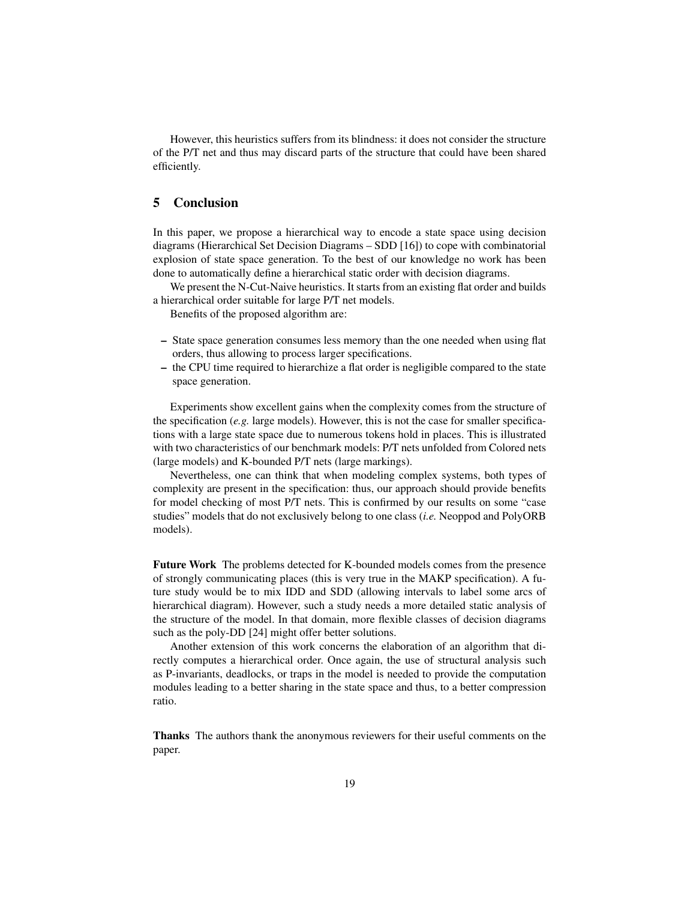However, this heuristics suffers from its blindness: it does not consider the structure of the P/T net and thus may discard parts of the structure that could have been shared efficiently.

## 5 Conclusion

In this paper, we propose a hierarchical way to encode a state space using decision diagrams (Hierarchical Set Decision Diagrams – SDD [16]) to cope with combinatorial explosion of state space generation. To the best of our knowledge no work has been done to automatically define a hierarchical static order with decision diagrams.

We present the N-Cut-Naive heuristics. It starts from an existing flat order and builds a hierarchical order suitable for large P/T net models.

Benefits of the proposed algorithm are:

- State space generation consumes less memory than the one needed when using flat orders, thus allowing to process larger specifications.
- the CPU time required to hierarchize a flat order is negligible compared to the state space generation.

Experiments show excellent gains when the complexity comes from the structure of the specification (*e.g.* large models). However, this is not the case for smaller specifications with a large state space due to numerous tokens hold in places. This is illustrated with two characteristics of our benchmark models: P/T nets unfolded from Colored nets (large models) and K-bounded P/T nets (large markings).

Nevertheless, one can think that when modeling complex systems, both types of complexity are present in the specification: thus, our approach should provide benefits for model checking of most P/T nets. This is confirmed by our results on some "case studies" models that do not exclusively belong to one class (*i.e.* Neoppod and PolyORB models).

**Future Work** The problems detected for K-bounded models comes from the presence of strongly communicating places (this is very true in the MAKP specification). A future study would be to mix IDD and SDD (allowing intervals to label some arcs of hierarchical diagram). However, such a study needs a more detailed static analysis of the structure of the model. In that domain, more flexible classes of decision diagrams such as the poly-DD [24] might offer better solutions.

Another extension of this work concerns the elaboration of an algorithm that directly computes a hierarchical order. Once again, the use of structural analysis such as P-invariants, deadlocks, or traps in the model is needed to provide the computation modules leading to a better sharing in the state space and thus, to a better compression ratio.

**Thanks** The authors thank the anonymous reviewers for their useful comments on the paper.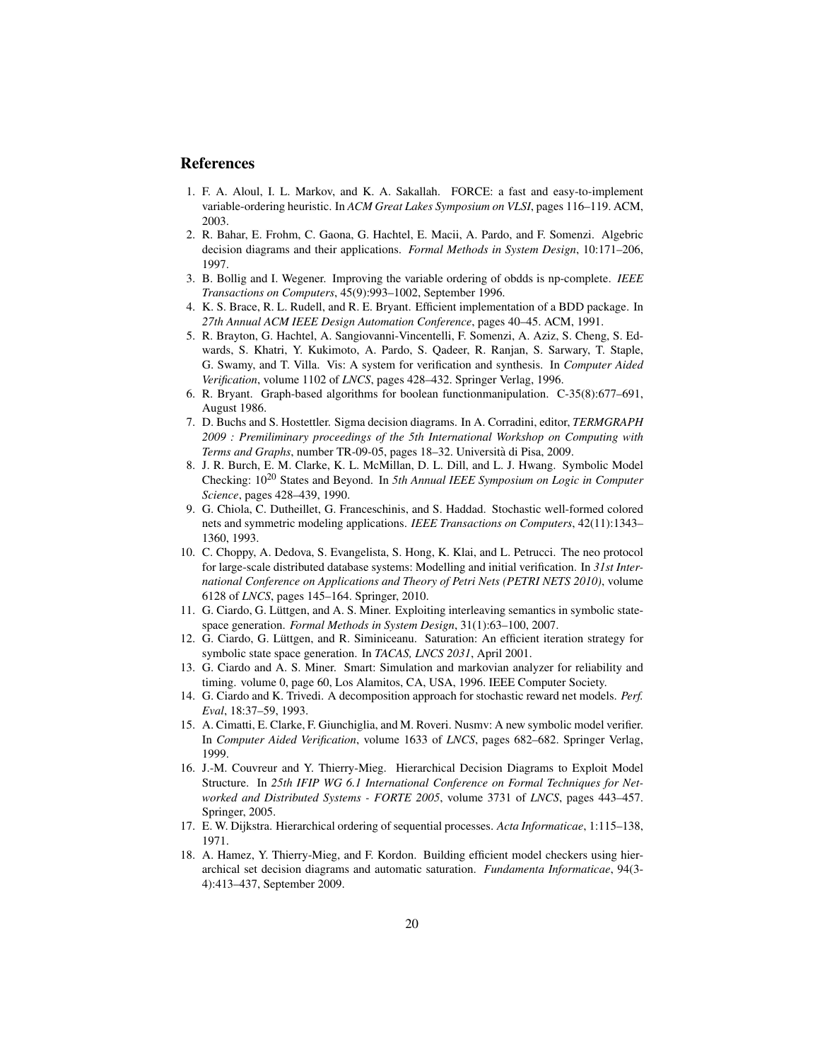## References

1. F. A. Aloul, I. L. Markov, and K. A. Sakallah. FORCE: a fast and easy-to-implement variable-ordering heuristic. In *ACM Great Lakes Symposium on VLSI*, pages 116–119. ACM, 2003.
2. R. Bahar, E. Frohm, C. Gaona, G. Hachtel, E. Macii, A. Pardo, and F. Somenzi. Algebric decision diagrams and their applications. *Formal Methods in System Design*, 10:171–206, 1997.
3. B. Bollig and I. Wegener. Improving the variable ordering of obdds is np-complete. *IEEE Transactions on Computers*, 45(9):993–1002, September 1996.
4. K. S. Brace, R. L. Rudell, and R. E. Bryant. Efficient implementation of a BDD package. In *27th Annual ACM IEEE Design Automation Conference*, pages 40–45. ACM, 1991.
5. R. Brayton, G. Hachtel, A. Sangiovanni-Vincentelli, F. Somenzi, A. Aziz, S. Cheng, S. Edwards, S. Khatri, Y. Kukimoto, A. Pardo, S. Qadeer, R. Ranjan, S. Sarwary, T. Staple, G. Swamy, and T. Villa. Vis: A system for verification and synthesis. In *Computer Aided Verification*, volume 1102 of *LNCS*, pages 428–432. Springer Verlag, 1996.
6. R. Bryant. Graph-based algorithms for boolean functionmanipulation. C-35(8):677–691, August 1986.
7. D. Buchs and S. Hostettler. Sigma decision diagrams. In A. Corradini, editor, *TERMGRAPH 2009 : Premiliminary proceedings of the 5th International Workshop on Computing with Terms and Graphs*, number TR-09-05, pages 18–32. Università di Pisa, 2009.
8. J. R. Burch, E. M. Clarke, K. L. McMillan, D. L. Dill, and L. J. Hwang. Symbolic Model Checking: $10^{20}$ States and Beyond. In *5th Annual IEEE Symposium on Logic in Computer Science*, pages 428–439, 1990.
9. G. Chiola, C. Dutheillet, G. Franceschinis, and S. Haddad. Stochastic well-formed colored nets and symmetric modeling applications. *IEEE Transactions on Computers*, 42(11):1343–1360, 1993.
10. C. Choppy, A. Dedova, S. Evangelista, S. Hong, K. Klai, and L. Petrucci. The neo protocol for large-scale distributed database systems: Modelling and initial verification. In *31st International Conference on Applications and Theory of Petri Nets (PETRI NETS 2010)*, volume 6128 of *LNCS*, pages 145–164. Springer, 2010.
11. G. Ciardo, G. Lüttgen, and A. S. Miner. Exploiting interleaving semantics in symbolic state-space generation. *Formal Methods in System Design*, 31(1):63–100, 2007.
12. G. Ciardo, G. Lüttgen, and R. Siminiceanu. Saturation: An efficient iteration strategy for symbolic state space generation. In *TACAS, LNCS 2031*, April 2001.
13. G. Ciardo and A. S. Miner. Smart: Simulation and markovian analyzer for reliability and timing. volume 0, page 60, Los Alamitos, CA, USA, 1996. IEEE Computer Society.
14. G. Ciardo and K. Trivedi. A decomposition approach for stochastic reward net models. *Perf. Eval*, 18:37–59, 1993.
15. A. Cimatti, E. Clarke, F. Giunchiglia, and M. Roveri. Nusmv: A new symbolic model verifier. In *Computer Aided Verification*, volume 1633 of *LNCS*, pages 682–682. Springer Verlag, 1999.
16. J.-M. Couvreur and Y. Thierry-Mieg. Hierarchical Decision Diagrams to Exploit Model Structure. In *25th IFIP WG 6.1 International Conference on Formal Techniques for Networked and Distributed Systems - FORTE 2005*, volume 3731 of *LNCS*, pages 443–457. Springer, 2005.
17. E. W. Dijkstra. Hierarchical ordering of sequential processes. *Acta Informaticae*, 1:115–138, 1971.
18. A. Hamez, Y. Thierry-Mieg, and F. Kordon. Building efficient model checkers using hierarchical set decision diagrams and automatic saturation. *Fundamenta Informaticae*, 94(3-4):413–437, September 2009.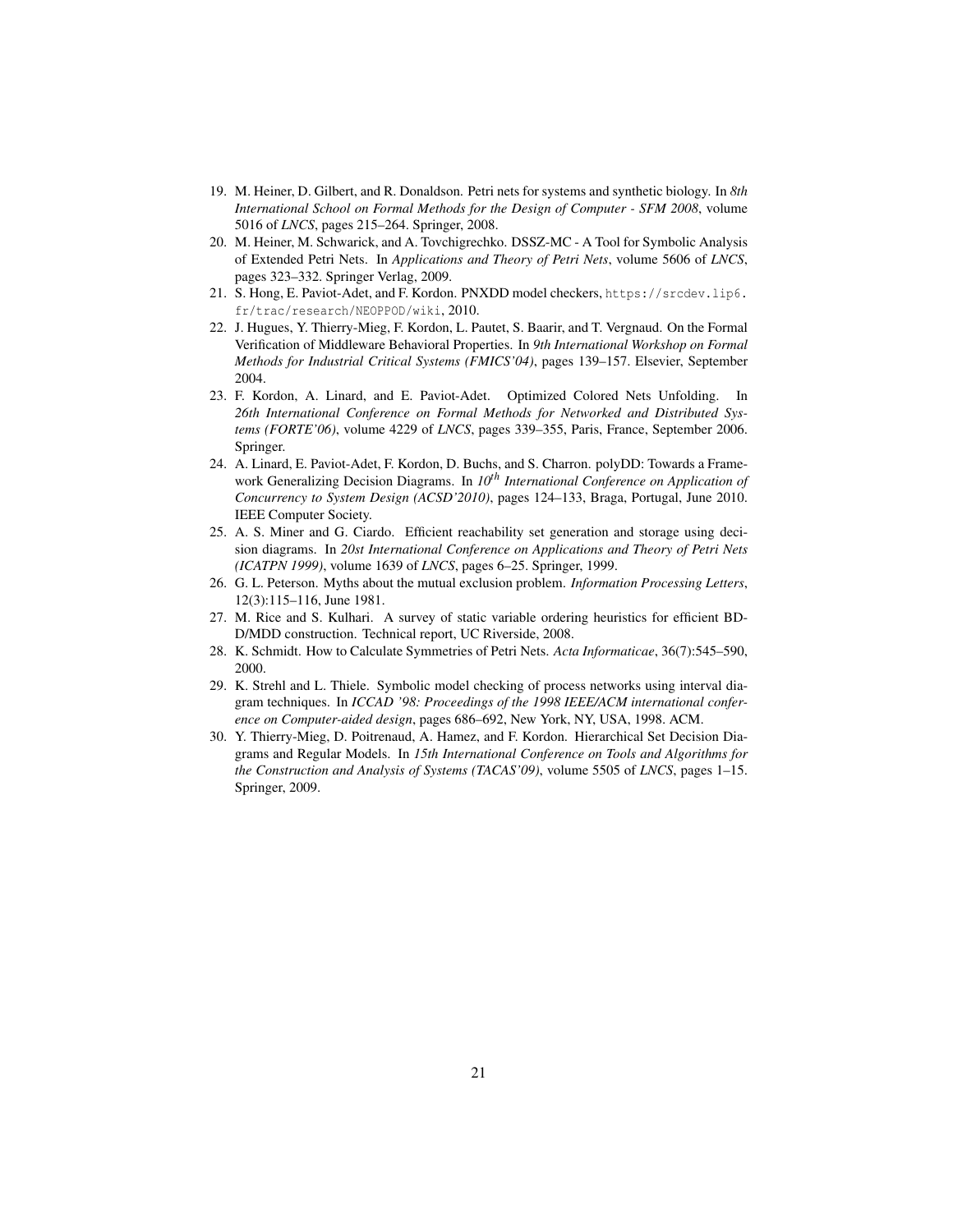19. M. Heiner, D. Gilbert, and R. Donaldson. Petri nets for systems and synthetic biology. In *8th International School on Formal Methods for the Design of Computer - SFM 2008*, volume 5016 of *LNCS*, pages 215–264. Springer, 2008.
20. M. Heiner, M. Schwarick, and A. Tovchigrechko. DSSZ-MC - A Tool for Symbolic Analysis of Extended Petri Nets. In *Applications and Theory of Petri Nets*, volume 5606 of *LNCS*, pages 323–332. Springer Verlag, 2009.
21. S. Hong, E. Paviot-Adet, and F. Kordon. PNXDD model checkers, `https://srcdev.lip6.fr/trac/research/NEOPPOD/wiki`, 2010.
22. J. Hugues, Y. Thierry-Mieg, F. Kordon, L. Pautet, S. Baarir, and T. Vergnaud. On the Formal Verification of Middleware Behavioral Properties. In *9th International Workshop on Formal Methods for Industrial Critical Systems (FMICS'04)*, pages 139–157. Elsevier, September 2004.
23. F. Kordon, A. Linard, and E. Paviot-Adet. Optimized Colored Nets Unfolding. In *26th International Conference on Formal Methods for Networked and Distributed Systems (FORTE'06)*, volume 4229 of *LNCS*, pages 339–355, Paris, France, September 2006. Springer.
24. A. Linard, E. Paviot-Adet, F. Kordon, D. Buchs, and S. Charron. polyDD: Towards a Framework Generalizing Decision Diagrams. In *10th International Conference on Application of Concurrency to System Design (ACSD'2010)*, pages 124–133, Braga, Portugal, June 2010. IEEE Computer Society.
25. A. S. Miner and G. Ciardo. Efficient reachability set generation and storage using decision diagrams. In *20st International Conference on Applications and Theory of Petri Nets (ICATPN 1999)*, volume 1639 of *LNCS*, pages 6–25. Springer, 1999.
26. G. L. Peterson. Myths about the mutual exclusion problem. *Information Processing Letters*, 12(3):115–116, June 1981.
27. M. Rice and S. Kulhari. A survey of static variable ordering heuristics for efficient BDD/MDD construction. Technical report, UC Riverside, 2008.
28. K. Schmidt. How to Calculate Symmetries of Petri Nets. *Acta Informaticae*, 36(7):545–590, 2000.
29. K. Strehl and L. Thiele. Symbolic model checking of process networks using interval diagram techniques. In *ICCAD '98: Proceedings of the 1998 IEEE/ACM international conference on Computer-aided design*, pages 686–692, New York, NY, USA, 1998. ACM.
30. Y. Thierry-Mieg, D. Poitrenaud, A. Hamez, and F. Kordon. Hierarchical Set Decision Diagrams and Regular Models. In *15th International Conference on Tools and Algorithms for the Construction and Analysis of Systems (TACAS'09)*, volume 5505 of *LNCS*, pages 1–15. Springer, 2009.